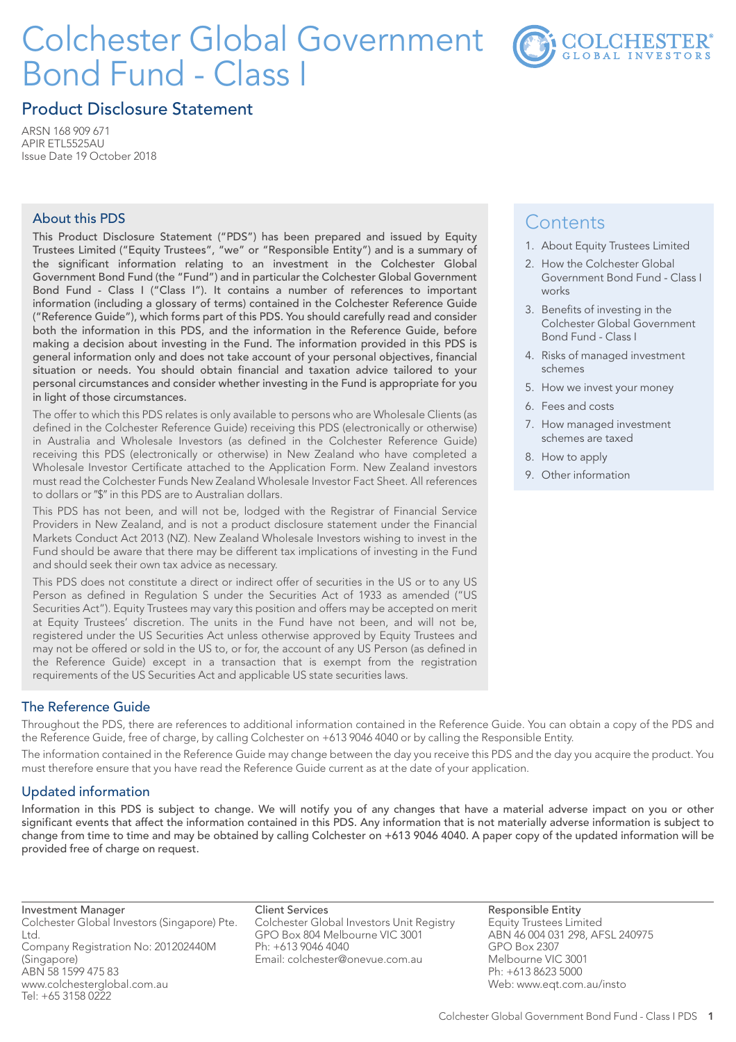# Colchester Global Government Bond Fund - Class I

## Product Disclosure Statement

ARSN 168 909 671
APIR ETL5525AU
Issue Date 19 October 2018

### About this PDS

This Product Disclosure Statement ("PDS") has been prepared and issued by Equity Trustees Limited ("Equity Trustees", "we" or "Responsible Entity") and is a summary of the significant information relating to an investment in the Colchester Global Government Bond Fund (the "Fund") and in particular the Colchester Global Government Bond Fund - Class I ("Class I"). It contains a number of references to important information (including a glossary of terms) contained in the Colchester Reference Guide ("Reference Guide"), which forms part of this PDS. You should carefully read and consider both the information in this PDS, and the information in the Reference Guide, before making a decision about investing in the Fund. The information provided in this PDS is general information only and does not take account of your personal objectives, financial situation or needs. You should obtain financial and taxation advice tailored to your personal circumstances and consider whether investing in the Fund is appropriate for you in light of those circumstances.

The offer to which this PDS relates is only available to persons who are Wholesale Clients (as defined in the Colchester Reference Guide) receiving this PDS (electronically or otherwise) in Australia and Wholesale Investors (as defined in the Colchester Reference Guide) receiving this PDS (electronically or otherwise) in New Zealand who have completed a Wholesale Investor Certificate attached to the Application Form. New Zealand investors must read the Colchester Funds New Zealand Wholesale Investor Fact Sheet. All references to dollars or "$" in this PDS are to Australian dollars.

This PDS has not been, and will not be, lodged with the Registrar of Financial Service Providers in New Zealand, and is not a product disclosure statement under the Financial Markets Conduct Act 2013 (NZ). New Zealand Wholesale Investors wishing to invest in the Fund should be aware that there may be different tax implications of investing in the Fund and should seek their own tax advice as necessary.

This PDS does not constitute a direct or indirect offer of securities in the US or to any US Person as defined in Regulation S under the Securities Act of 1933 as amended ("US Securities Act"). Equity Trustees may vary this position and offers may be accepted on merit at Equity Trustees' discretion. The units in the Fund have not been, and will not be, registered under the US Securities Act unless otherwise approved by Equity Trustees and may not be offered or sold in the US to, or for, the account of any US Person (as defined in the Reference Guide) except in a transaction that is exempt from the registration requirements of the US Securities Act and applicable US state securities laws.

### Contents

1. About Equity Trustees Limited
2. How the Colchester Global Government Bond Fund - Class I works
3. Benefits of investing in the Colchester Global Government Bond Fund - Class I
4. Risks of managed investment schemes
5. How we invest your money
6. Fees and costs
7. How managed investment schemes are taxed
8. How to apply
9. Other information

### The Reference Guide

Throughout the PDS, there are references to additional information contained in the Reference Guide. You can obtain a copy of the PDS and the Reference Guide, free of charge, by calling Colchester on +613 9046 4040 or by calling the Responsible Entity.

The information contained in the Reference Guide may change between the day you receive this PDS and the day you acquire the product. You must therefore ensure that you have read the Reference Guide current as at the date of your application.

### Updated information

Information in this PDS is subject to change. We will notify you of any changes that have a material adverse impact on you or other significant events that affect the information contained in this PDS. Any information that is not materially adverse information is subject to change from time to time and may be obtained by calling Colchester on +613 9046 4040. A paper copy of the updated information will be provided free of charge on request.

**Investment Manager**
Colchester Global Investors (Singapore) Pte. Ltd.
Company Registration No: 201202440M (Singapore)
ABN 58 1599 475 83
www.colchesterglobal.com.au
Tel: +65 3158 0222

**Client Services**
Colchester Global Investors Unit Registry
GPO Box 804 Melbourne VIC 3001
Ph: +613 9046 4040
Email: colchester@onevue.com.au

**Responsible Entity**
Equity Trustees Limited
ABN 46 004 031 298, AFSL 240975
GPO Box 2307
Melbourne VIC 3001
Ph: +613 8623 5000
Web: www.eqt.com.au/insto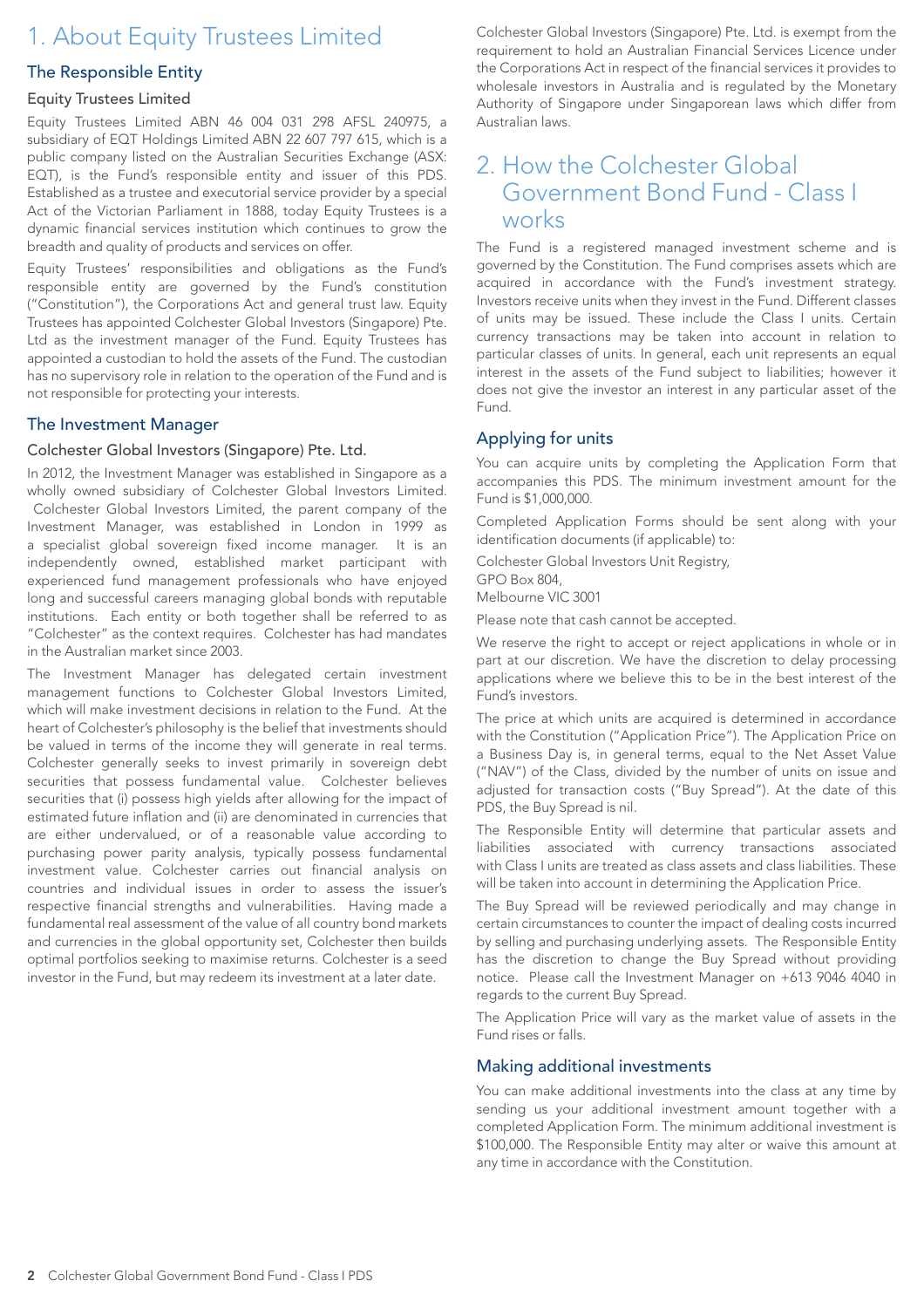# 1. About Equity Trustees Limited

## The Responsible Entity

### Equity Trustees Limited

Equity Trustees Limited ABN 46 004 031 298 AFSL 240975, a subsidiary of EQT Holdings Limited ABN 22 607 797 615, which is a public company listed on the Australian Securities Exchange (ASX: EQT), is the Fund's responsible entity and issuer of this PDS. Established as a trustee and executorial service provider by a special Act of the Victorian Parliament in 1888, today Equity Trustees is a dynamic financial services institution which continues to grow the breadth and quality of products and services on offer.

Equity Trustees' responsibilities and obligations as the Fund's responsible entity are governed by the Fund's constitution ("Constitution"), the Corporations Act and general trust law. Equity Trustees has appointed Colchester Global Investors (Singapore) Pte. Ltd as the investment manager of the Fund. Equity Trustees has appointed a custodian to hold the assets of the Fund. The custodian has no supervisory role in relation to the operation of the Fund and is not responsible for protecting your interests.

## The Investment Manager

### Colchester Global Investors (Singapore) Pte. Ltd.

In 2012, the Investment Manager was established in Singapore as a wholly owned subsidiary of Colchester Global Investors Limited. Colchester Global Investors Limited, the parent company of the Investment Manager, was established in London in 1999 as a specialist global sovereign fixed income manager. It is an independently owned, established market participant with experienced fund management professionals who have enjoyed long and successful careers managing global bonds with reputable institutions. Each entity or both together shall be referred to as "Colchester" as the context requires. Colchester has had mandates in the Australian market since 2003.

The Investment Manager has delegated certain investment management functions to Colchester Global Investors Limited, which will make investment decisions in relation to the Fund. At the heart of Colchester's philosophy is the belief that investments should be valued in terms of the income they will generate in real terms. Colchester generally seeks to invest primarily in sovereign debt securities that possess fundamental value. Colchester believes securities that (i) possess high yields after allowing for the impact of estimated future inflation and (ii) are denominated in currencies that are either undervalued, or of a reasonable value according to purchasing power parity analysis, typically possess fundamental investment value. Colchester carries out financial analysis on countries and individual issues in order to assess the issuer's respective financial strengths and vulnerabilities. Having made a fundamental real assessment of the value of all country bond markets and currencies in the global opportunity set, Colchester then builds optimal portfolios seeking to maximise returns. Colchester is a seed investor in the Fund, but may redeem its investment at a later date.

Colchester Global Investors (Singapore) Pte. Ltd. is exempt from the requirement to hold an Australian Financial Services Licence under the Corporations Act in respect of the financial services it provides to wholesale investors in Australia and is regulated by the Monetary Authority of Singapore under Singaporean laws which differ from Australian laws.

# 2. How the Colchester Global Government Bond Fund - Class I works

The Fund is a registered managed investment scheme and is governed by the Constitution. The Fund comprises assets which are acquired in accordance with the Fund's investment strategy. Investors receive units when they invest in the Fund. Different classes of units may be issued. These include the Class I units. Certain currency transactions may be taken into account in relation to particular classes of units. In general, each unit represents an equal interest in the assets of the Fund subject to liabilities; however it does not give the investor an interest in any particular asset of the Fund.

## Applying for units

You can acquire units by completing the Application Form that accompanies this PDS. The minimum investment amount for the Fund is $1,000,000.

Completed Application Forms should be sent along with your identification documents (if applicable) to:

Colchester Global Investors Unit Registry,
GPO Box 804,
Melbourne VIC 3001

Please note that cash cannot be accepted.

We reserve the right to accept or reject applications in whole or in part at our discretion. We have the discretion to delay processing applications where we believe this to be in the best interest of the Fund's investors.

The price at which units are acquired is determined in accordance with the Constitution ("Application Price"). The Application Price on a Business Day is, in general terms, equal to the Net Asset Value ("NAV") of the Class, divided by the number of units on issue and adjusted for transaction costs ("Buy Spread"). At the date of this PDS, the Buy Spread is nil.

The Responsible Entity will determine that particular assets and liabilities associated with currency transactions associated with Class I units are treated as class assets and class liabilities. These will be taken into account in determining the Application Price.

The Buy Spread will be reviewed periodically and may change in certain circumstances to counter the impact of dealing costs incurred by selling and purchasing underlying assets. The Responsible Entity has the discretion to change the Buy Spread without providing notice. Please call the Investment Manager on +613 9046 4040 in regards to the current Buy Spread.

The Application Price will vary as the market value of assets in the Fund rises or falls.

## Making additional investments

You can make additional investments into the class at any time by sending us your additional investment amount together with a completed Application Form. The minimum additional investment is $100,000. The Responsible Entity may alter or waive this amount at any time in accordance with the Constitution.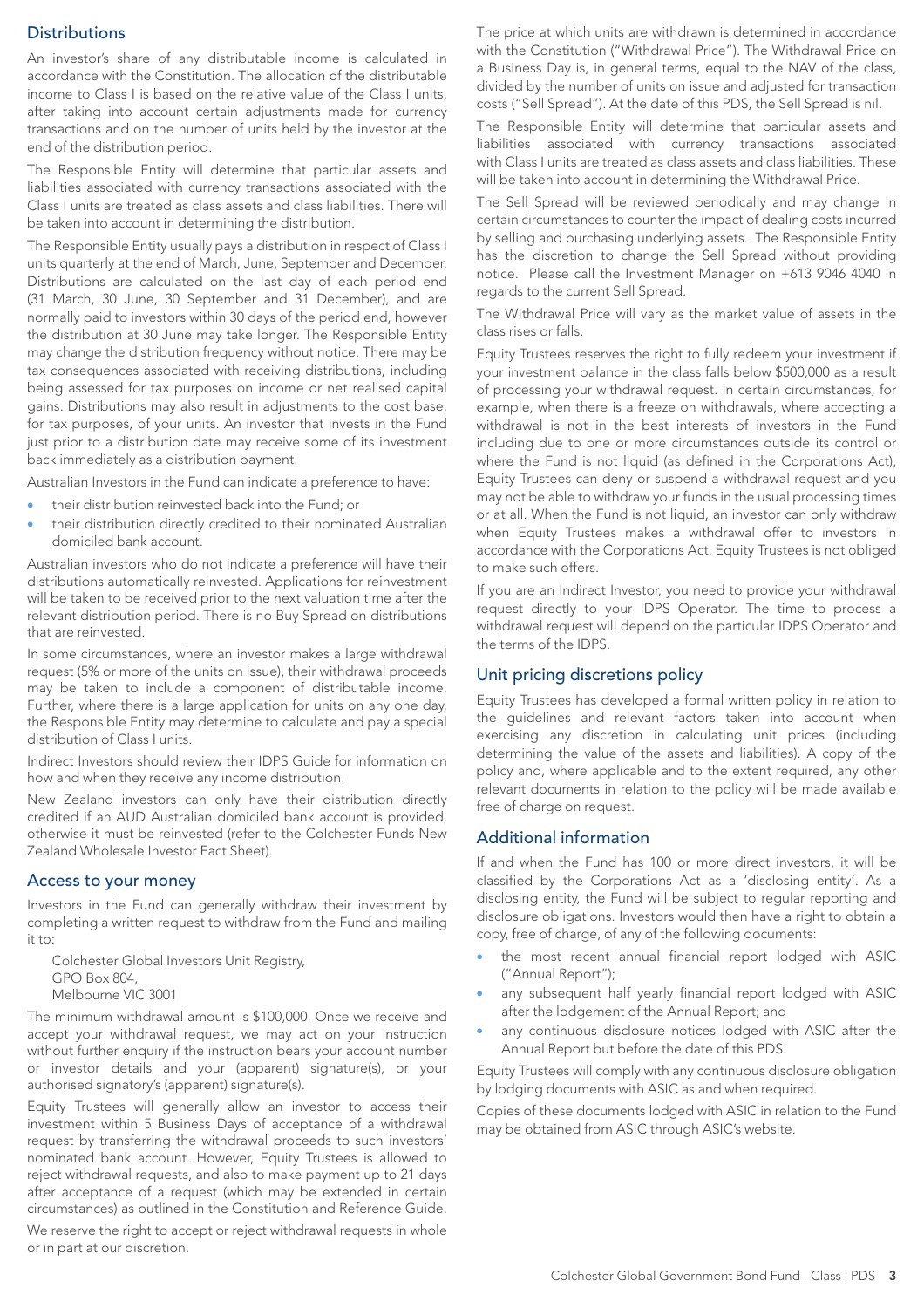## Distributions

An investor's share of any distributable income is calculated in accordance with the Constitution. The allocation of the distributable income to Class I is based on the relative value of the Class I units, after taking into account certain adjustments made for currency transactions and on the number of units held by the investor at the end of the distribution period.

The Responsible Entity will determine that particular assets and liabilities associated with currency transactions associated with the Class I units are treated as class assets and class liabilities. There will be taken into account in determining the distribution.

The Responsible Entity usually pays a distribution in respect of Class I units quarterly at the end of March, June, September and December. Distributions are calculated on the last day of each period end (31 March, 30 June, 30 September and 31 December), and are normally paid to investors within 30 days of the period end, however the distribution at 30 June may take longer. The Responsible Entity may change the distribution frequency without notice. There may be tax consequences associated with receiving distributions, including being assessed for tax purposes on income or net realised capital gains. Distributions may also result in adjustments to the cost base, for tax purposes, of your units. An investor that invests in the Fund just prior to a distribution date may receive some of its investment back immediately as a distribution payment.

Australian Investors in the Fund can indicate a preference to have:

- their distribution reinvested back into the Fund; or
- their distribution directly credited to their nominated Australian domiciled bank account.

Australian investors who do not indicate a preference will have their distributions automatically reinvested. Applications for reinvestment will be taken to be received prior to the next valuation time after the relevant distribution period. There is no Buy Spread on distributions that are reinvested.

In some circumstances, where an investor makes a large withdrawal request (5% or more of the units on issue), their withdrawal proceeds may be taken to include a component of distributable income. Further, where there is a large application for units on any one day, the Responsible Entity may determine to calculate and pay a special distribution of Class I units.

Indirect Investors should review their IDPS Guide for information on how and when they receive any income distribution.

New Zealand investors can only have their distribution directly credited if an AUD Australian domiciled bank account is provided, otherwise it must be reinvested (refer to the Colchester Funds New Zealand Wholesale Investor Fact Sheet).

## Access to your money

Investors in the Fund can generally withdraw their investment by completing a written request to withdraw from the Fund and mailing it to:

Colchester Global Investors Unit Registry,
GPO Box 804,
Melbourne VIC 3001

The minimum withdrawal amount is $100,000. Once we receive and accept your withdrawal request, we may act on your instruction without further enquiry if the instruction bears your account number or investor details and your (apparent) signature(s), or your authorised signatory's (apparent) signature(s).

Equity Trustees will generally allow an investor to access their investment within 5 Business Days of acceptance of a withdrawal request by transferring the withdrawal proceeds to such investors' nominated bank account. However, Equity Trustees is allowed to reject withdrawal requests, and also to make payment up to 21 days after acceptance of a request (which may be extended in certain circumstances) as outlined in the Constitution and Reference Guide.

We reserve the right to accept or reject withdrawal requests in whole or in part at our discretion.

The price at which units are withdrawn is determined in accordance with the Constitution ("Withdrawal Price"). The Withdrawal Price on a Business Day is, in general terms, equal to the NAV of the class, divided by the number of units on issue and adjusted for transaction costs ("Sell Spread"). At the date of this PDS, the Sell Spread is nil.

The Responsible Entity will determine that particular assets and liabilities associated with currency transactions associated with Class I units are treated as class assets and class liabilities. These will be taken into account in determining the Withdrawal Price.

The Sell Spread will be reviewed periodically and may change in certain circumstances to counter the impact of dealing costs incurred by selling and purchasing underlying assets. The Responsible Entity has the discretion to change the Sell Spread without providing notice. Please call the Investment Manager on +613 9046 4040 in regards to the current Sell Spread.

The Withdrawal Price will vary as the market value of assets in the class rises or falls.

Equity Trustees reserves the right to fully redeem your investment if your investment balance in the class falls below $500,000 as a result of processing your withdrawal request. In certain circumstances, for example, when there is a freeze on withdrawals, where accepting a withdrawal is not in the best interests of investors in the Fund including due to one or more circumstances outside its control or where the Fund is not liquid (as defined in the Corporations Act), Equity Trustees can deny or suspend a withdrawal request and you may not be able to withdraw your funds in the usual processing times or at all. When the Fund is not liquid, an investor can only withdraw when Equity Trustees makes a withdrawal offer to investors in accordance with the Corporations Act. Equity Trustees is not obliged to make such offers.

If you are an Indirect Investor, you need to provide your withdrawal request directly to your IDPS Operator. The time to process a withdrawal request will depend on the particular IDPS Operator and the terms of the IDPS.

## Unit pricing discretions policy

Equity Trustees has developed a formal written policy in relation to the guidelines and relevant factors taken into account when exercising any discretion in calculating unit prices (including determining the value of the assets and liabilities). A copy of the policy and, where applicable and to the extent required, any other relevant documents in relation to the policy will be made available free of charge on request.

## Additional information

If and when the Fund has 100 or more direct investors, it will be classified by the Corporations Act as a 'disclosing entity'. As a disclosing entity, the Fund will be subject to regular reporting and disclosure obligations. Investors would then have a right to obtain a copy, free of charge, of any of the following documents:

- the most recent annual financial report lodged with ASIC ("Annual Report");
- any subsequent half yearly financial report lodged with ASIC after the lodgement of the Annual Report; and
- any continuous disclosure notices lodged with ASIC after the Annual Report but before the date of this PDS.

Equity Trustees will comply with any continuous disclosure obligation by lodging documents with ASIC as and when required.

Copies of these documents lodged with ASIC in relation to the Fund may be obtained from ASIC through ASIC's website.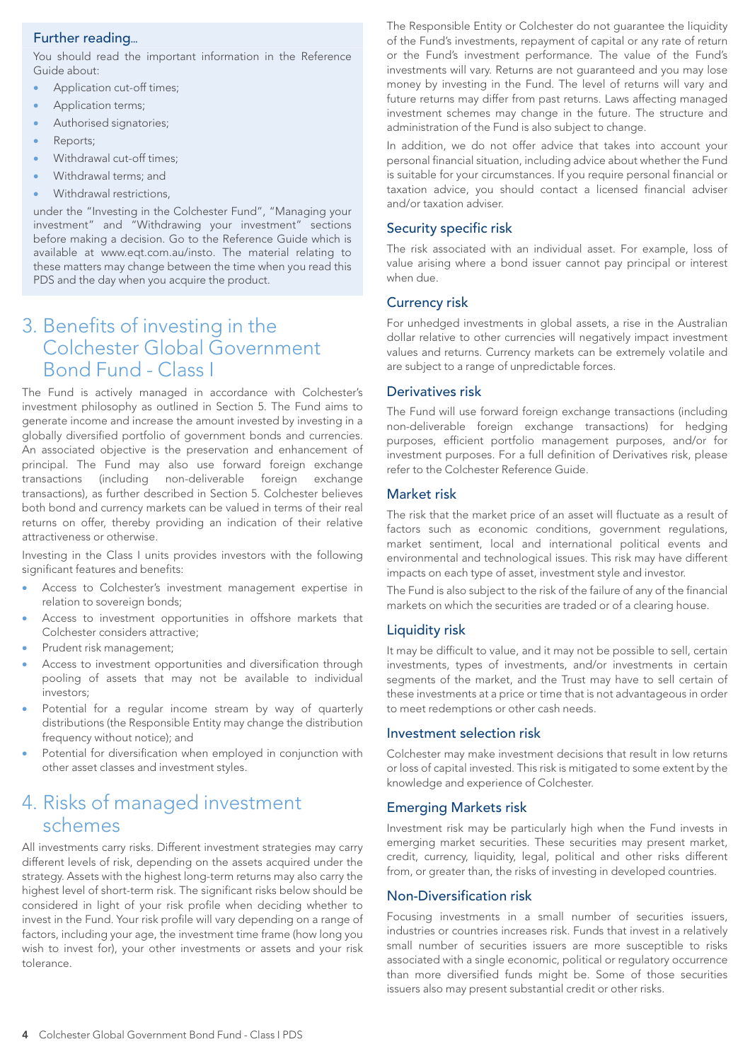### Further reading...

You should read the important information in the Reference Guide about:

- Application cut-off times;
- Application terms;
- Authorised signatories;
- Reports;
- Withdrawal cut-off times;
- Withdrawal terms; and
- Withdrawal restrictions,

under the "Investing in the Colchester Fund", "Managing your investment" and "Withdrawing your investment" sections before making a decision. Go to the Reference Guide which is available at www.eqt.com.au/insto. The material relating to these matters may change between the time when you read this PDS and the day when you acquire the product.

## 3. Benefits of investing in the Colchester Global Government Bond Fund - Class I

The Fund is actively managed in accordance with Colchester's investment philosophy as outlined in Section 5. The Fund aims to generate income and increase the amount invested by investing in a globally diversified portfolio of government bonds and currencies. An associated objective is the preservation and enhancement of principal. The Fund may also use forward foreign exchange transactions (including non-deliverable foreign exchange transactions), as further described in Section 5. Colchester believes both bond and currency markets can be valued in terms of their real returns on offer, thereby providing an indication of their relative attractiveness or otherwise.

Investing in the Class I units provides investors with the following significant features and benefits:

- Access to Colchester's investment management expertise in relation to sovereign bonds;
- Access to investment opportunities in offshore markets that Colchester considers attractive;
- Prudent risk management;
- Access to investment opportunities and diversification through pooling of assets that may not be available to individual investors;
- Potential for a regular income stream by way of quarterly distributions (the Responsible Entity may change the distribution frequency without notice); and
- Potential for diversification when employed in conjunction with other asset classes and investment styles.

## 4. Risks of managed investment schemes

All investments carry risks. Different investment strategies may carry different levels of risk, depending on the assets acquired under the strategy. Assets with the highest long-term returns may also carry the highest level of short-term risk. The significant risks below should be considered in light of your risk profile when deciding whether to invest in the Fund. Your risk profile will vary depending on a range of factors, including your age, the investment time frame (how long you wish to invest for), your other investments or assets and your risk tolerance.

The Responsible Entity or Colchester do not guarantee the liquidity of the Fund's investments, repayment of capital or any rate of return or the Fund's investment performance. The value of the Fund's investments will vary. Returns are not guaranteed and you may lose money by investing in the Fund. The level of returns will vary and future returns may differ from past returns. Laws affecting managed investment schemes may change in the future. The structure and administration of the Fund is also subject to change.

In addition, we do not offer advice that takes into account your personal financial situation, including advice about whether the Fund is suitable for your circumstances. If you require personal financial or taxation advice, you should contact a licensed financial adviser and/or taxation adviser.

### Security specific risk

The risk associated with an individual asset. For example, loss of value arising where a bond issuer cannot pay principal or interest when due.

### Currency risk

For unhedged investments in global assets, a rise in the Australian dollar relative to other currencies will negatively impact investment values and returns. Currency markets can be extremely volatile and are subject to a range of unpredictable forces.

### Derivatives risk

The Fund will use forward foreign exchange transactions (including non-deliverable foreign exchange transactions) for hedging purposes, efficient portfolio management purposes, and/or for investment purposes. For a full definition of Derivatives risk, please refer to the Colchester Reference Guide.

### Market risk

The risk that the market price of an asset will fluctuate as a result of factors such as economic conditions, government regulations, market sentiment, local and international political events and environmental and technological issues. This risk may have different impacts on each type of asset, investment style and investor.

The Fund is also subject to the risk of the failure of any of the financial markets on which the securities are traded or of a clearing house.

### Liquidity risk

It may be difficult to value, and it may not be possible to sell, certain investments, types of investments, and/or investments in certain segments of the market, and the Trust may have to sell certain of these investments at a price or time that is not advantageous in order to meet redemptions or other cash needs.

### Investment selection risk

Colchester may make investment decisions that result in low returns or loss of capital invested. This risk is mitigated to some extent by the knowledge and experience of Colchester.

### Emerging Markets risk

Investment risk may be particularly high when the Fund invests in emerging market securities. These securities may present market, credit, currency, liquidity, legal, political and other risks different from, or greater than, the risks of investing in developed countries.

### Non-Diversification risk

Focusing investments in a small number of securities issuers, industries or countries increases risk. Funds that invest in a relatively small number of securities issuers are more susceptible to risks associated with a single economic, political or regulatory occurrence than more diversified funds might be. Some of those securities issuers also may present substantial credit or other risks.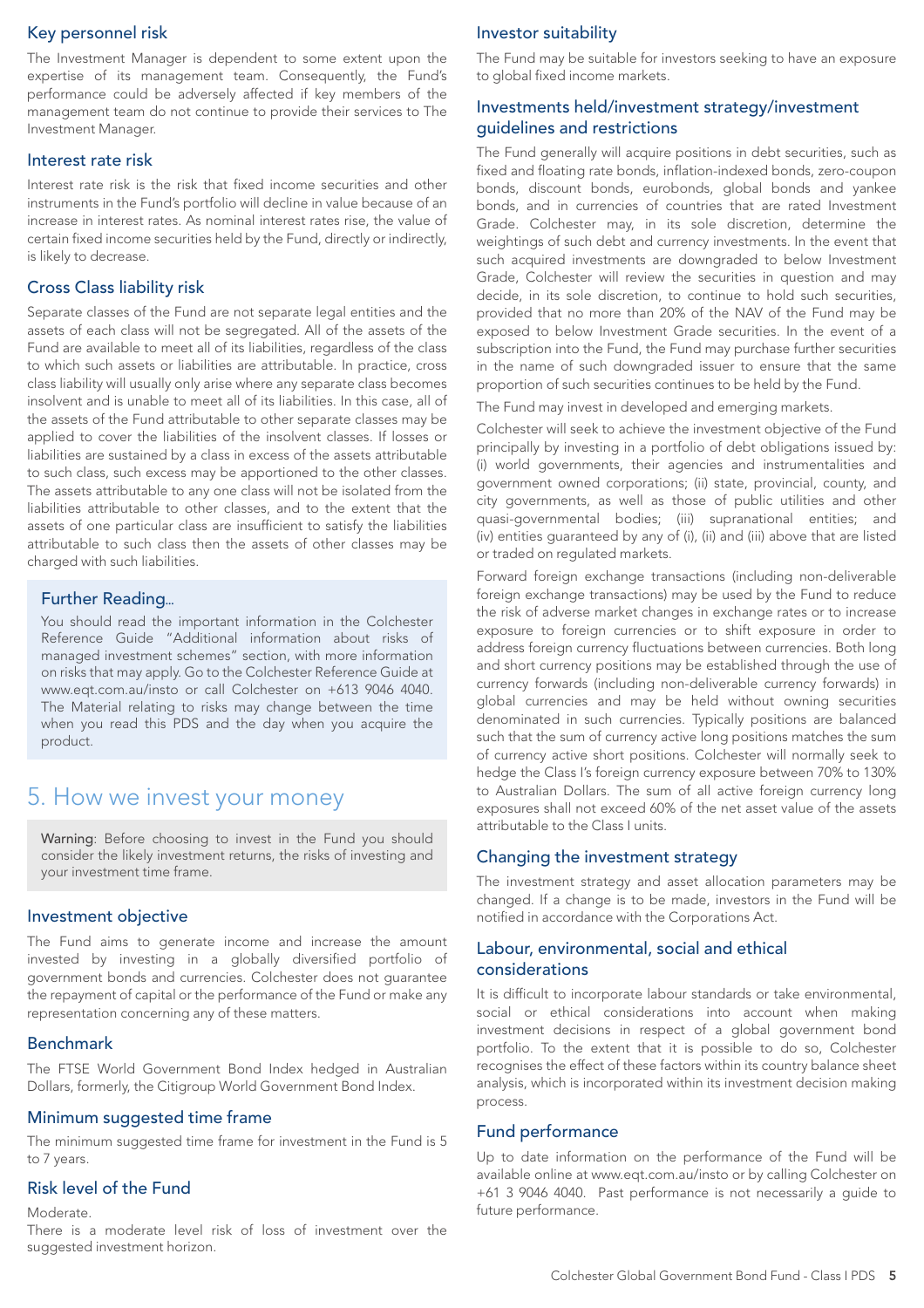### Key personnel risk

The Investment Manager is dependent to some extent upon the expertise of its management team. Consequently, the Fund's performance could be adversely affected if key members of the management team do not continue to provide their services to The Investment Manager.

### Interest rate risk

Interest rate risk is the risk that fixed income securities and other instruments in the Fund's portfolio will decline in value because of an increase in interest rates. As nominal interest rates rise, the value of certain fixed income securities held by the Fund, directly or indirectly, is likely to decrease.

### Cross Class liability risk

Separate classes of the Fund are not separate legal entities and the assets of each class will not be segregated. All of the assets of the Fund are available to meet all of its liabilities, regardless of the class to which such assets or liabilities are attributable. In practice, cross class liability will usually only arise where any separate class becomes insolvent and is unable to meet all of its liabilities. In this case, all of the assets of the Fund attributable to other separate classes may be applied to cover the liabilities of the insolvent classes. If losses or liabilities are sustained by a class in excess of the assets attributable to such class, such excess may be apportioned to the other classes. The assets attributable to any one class will not be isolated from the liabilities attributable to other classes, and to the extent that the assets of one particular class are insufficient to satisfy the liabilities attributable to such class then the assets of other classes may be charged with such liabilities.

> **Further Reading...**
>
> You should read the important information in the Colchester Reference Guide "Additional information about risks of managed investment schemes" section, with more information on risks that may apply. Go to the Colchester Reference Guide at www.eqt.com.au/insto or call Colchester on +613 9046 4040. The Material relating to risks may change between the time when you read this PDS and the day when you acquire the product.

## 5. How we invest your money

> **Warning**: Before choosing to invest in the Fund you should consider the likely investment returns, the risks of investing and your investment time frame.

### Investment objective

The Fund aims to generate income and increase the amount invested by investing in a globally diversified portfolio of government bonds and currencies. Colchester does not guarantee the repayment of capital or the performance of the Fund or make any representation concerning any of these matters.

### Benchmark

The FTSE World Government Bond Index hedged in Australian Dollars, formerly, the Citigroup World Government Bond Index.

### Minimum suggested time frame

The minimum suggested time frame for investment in the Fund is 5 to 7 years.

### Risk level of the Fund

Moderate.

There is a moderate level risk of loss of investment over the suggested investment horizon.

### Investor suitability

The Fund may be suitable for investors seeking to have an exposure to global fixed income markets.

### Investments held/investment strategy/investment guidelines and restrictions

The Fund generally will acquire positions in debt securities, such as fixed and floating rate bonds, inflation-indexed bonds, zero-coupon bonds, discount bonds, eurobonds, global bonds and yankee bonds, and in currencies of countries that are rated Investment Grade. Colchester may, in its sole discretion, determine the weightings of such debt and currency investments. In the event that such acquired investments are downgraded to below Investment Grade, Colchester will review the securities in question and may decide, in its sole discretion, to continue to hold such securities, provided that no more than 20% of the NAV of the Fund may be exposed to below Investment Grade securities. In the event of a subscription into the Fund, the Fund may purchase further securities in the name of such downgraded issuer to ensure that the same proportion of such securities continues to be held by the Fund.

The Fund may invest in developed and emerging markets.

Colchester will seek to achieve the investment objective of the Fund principally by investing in a portfolio of debt obligations issued by: (i) world governments, their agencies and instrumentalities and government owned corporations; (ii) state, provincial, county, and city governments, as well as those of public utilities and other quasi-governmental bodies; (iii) supranational entities; and (iv) entities guaranteed by any of (i), (ii) and (iii) above that are listed or traded on regulated markets.

Forward foreign exchange transactions (including non-deliverable foreign exchange transactions) may be used by the Fund to reduce the risk of adverse market changes in exchange rates or to increase exposure to foreign currencies or to shift exposure in order to address foreign currency fluctuations between currencies. Both long and short currency positions may be established through the use of currency forwards (including non-deliverable currency forwards) in global currencies and may be held without owning securities denominated in such currencies. Typically positions are balanced such that the sum of currency active long positions matches the sum of currency active short positions. Colchester will normally seek to hedge the Class I's foreign currency exposure between 70% to 130% to Australian Dollars. The sum of all active foreign currency long exposures shall not exceed 60% of the net asset value of the assets attributable to the Class I units.

### Changing the investment strategy

The investment strategy and asset allocation parameters may be changed. If a change is to be made, investors in the Fund will be notified in accordance with the Corporations Act.

### Labour, environmental, social and ethical considerations

It is difficult to incorporate labour standards or take environmental, social or ethical considerations into account when making investment decisions in respect of a global government bond portfolio. To the extent that it is possible to do so, Colchester recognises the effect of these factors within its country balance sheet analysis, which is incorporated within its investment decision making process.

### Fund performance

Up to date information on the performance of the Fund will be available online at www.eqt.com.au/insto or by calling Colchester on +61 3 9046 4040. Past performance is not necessarily a guide to future performance.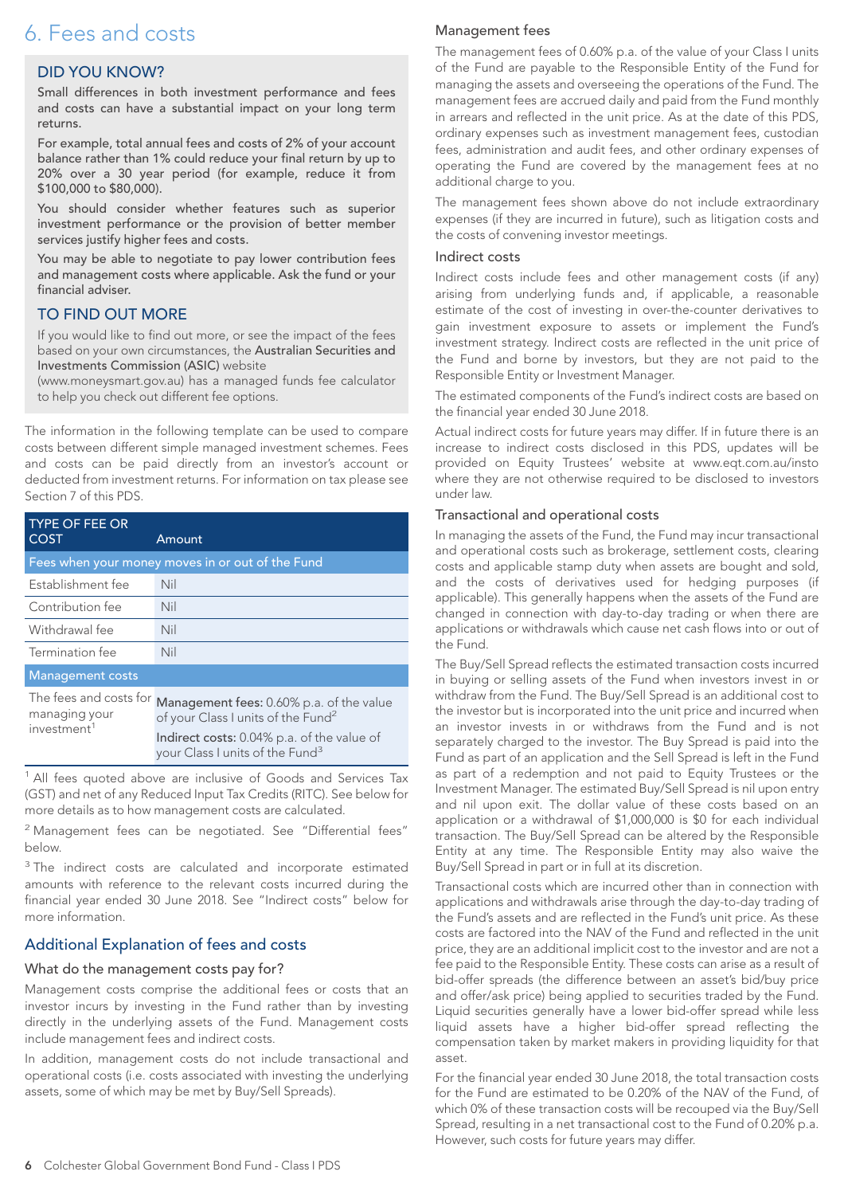# 6. Fees and costs

## DID YOU KNOW?

Small differences in both investment performance and fees and costs can have a substantial impact on your long term returns.

For example, total annual fees and costs of 2% of your account balance rather than 1% could reduce your final return by up to 20% over a 30 year period (for example, reduce it from $100,000 to $80,000).

You should consider whether features such as superior investment performance or the provision of better member services justify higher fees and costs.

You may be able to negotiate to pay lower contribution fees and management costs where applicable. Ask the fund or your financial adviser.

## TO FIND OUT MORE

If you would like to find out more, or see the impact of the fees based on your own circumstances, the **Australian Securities and Investments Commission (ASIC)** website (www.moneysmart.gov.au) has a managed funds fee calculator to help you check out different fee options.

The information in the following template can be used to compare costs between different simple managed investment schemes. Fees and costs can be paid directly from an investor's account or deducted from investment returns. For information on tax please see Section 7 of this PDS.

| TYPE OF FEE OR COST | Amount |
|---|---|
| **Fees when your money moves in or out of the Fund** | |
| Establishment fee | Nil |
| Contribution fee | Nil |
| Withdrawal fee | Nil |
| Termination fee | Nil |
| **Management costs** | |
| The fees and costs for managing your investment[1] | **Management fees:** 0.60% p.a. of the value of your Class I units of the Fund[2]<br>**Indirect costs:** 0.04% p.a. of the value of your Class I units of the Fund[3] |

[1] All fees quoted above are inclusive of Goods and Services Tax (GST) and net of any Reduced Input Tax Credits (RITC). See below for more details as to how management costs are calculated.

[2] Management fees can be negotiated. See "Differential fees" below.

[3] The indirect costs are calculated and incorporate estimated amounts with reference to the relevant costs incurred during the financial year ended 30 June 2018. See "Indirect costs" below for more information.

## Additional Explanation of fees and costs

### What do the management costs pay for?

Management costs comprise the additional fees or costs that an investor incurs by investing in the Fund rather than by investing directly in the underlying assets of the Fund. Management costs include management fees and indirect costs.

In addition, management costs do not include transactional and operational costs (i.e. costs associated with investing the underlying assets, some of which may be met by Buy/Sell Spreads).

### Management fees

The management fees of 0.60% p.a. of the value of your Class I units of the Fund are payable to the Responsible Entity of the Fund for managing the assets and overseeing the operations of the Fund. The management fees are accrued daily and paid from the Fund monthly in arrears and reflected in the unit price. As at the date of this PDS, ordinary expenses such as investment management fees, custodian fees, administration and audit fees, and other ordinary expenses of operating the Fund are covered by the management fees at no additional charge to you.

The management fees shown above do not include extraordinary expenses (if they are incurred in future), such as litigation costs and the costs of convening investor meetings.

### Indirect costs

Indirect costs include fees and other management costs (if any) arising from underlying funds and, if applicable, a reasonable estimate of the cost of investing in over-the-counter derivatives to gain investment exposure to assets or implement the Fund's investment strategy. Indirect costs are reflected in the unit price of the Fund and borne by investors, but they are not paid to the Responsible Entity or Investment Manager.

The estimated components of the Fund's indirect costs are based on the financial year ended 30 June 2018.

Actual indirect costs for future years may differ. If in future there is an increase to indirect costs disclosed in this PDS, updates will be provided on Equity Trustees' website at www.eqt.com.au/insto where they are not otherwise required to be disclosed to investors under law.

### Transactional and operational costs

In managing the assets of the Fund, the Fund may incur transactional and operational costs such as brokerage, settlement costs, clearing costs and applicable stamp duty when assets are bought and sold, and the costs of derivatives used for hedging purposes (if applicable). This generally happens when the assets of the Fund are changed in connection with day-to-day trading or when there are applications or withdrawals which cause net cash flows into or out of the Fund.

The Buy/Sell Spread reflects the estimated transaction costs incurred in buying or selling assets of the Fund when investors invest in or withdraw from the Fund. The Buy/Sell Spread is an additional cost to the investor but is incorporated into the unit price and incurred when an investor invests in or withdraws from the Fund and is not separately charged to the investor. The Buy Spread is paid into the Fund as part of an application and the Sell Spread is left in the Fund as part of a redemption and not paid to Equity Trustees or the Investment Manager. The estimated Buy/Sell Spread is nil upon entry and nil upon exit. The dollar value of these costs based on an application or a withdrawal of $1,000,000 is $0 for each individual transaction. The Buy/Sell Spread can be altered by the Responsible Entity at any time. The Responsible Entity may also waive the Buy/Sell Spread in part or in full at its discretion.

Transactional costs which are incurred other than in connection with applications and withdrawals arise through the day-to-day trading of the Fund's assets and are reflected in the Fund's unit price. As these costs are factored into the NAV of the Fund and reflected in the unit price, they are an additional implicit cost to the investor and are not a fee paid to the Responsible Entity. These costs can arise as a result of bid-offer spreads (the difference between an asset's bid/buy price and offer/ask price) being applied to securities traded by the Fund. Liquid securities generally have a lower bid-offer spread while less liquid assets have a higher bid-offer spread reflecting the compensation taken by market makers in providing liquidity for that asset.

For the financial year ended 30 June 2018, the total transaction costs for the Fund are estimated to be 0.20% of the NAV of the Fund, of which 0% of these transaction costs will be recouped via the Buy/Sell Spread, resulting in a net transactional cost to the Fund of 0.20% p.a. However, such costs for future years may differ.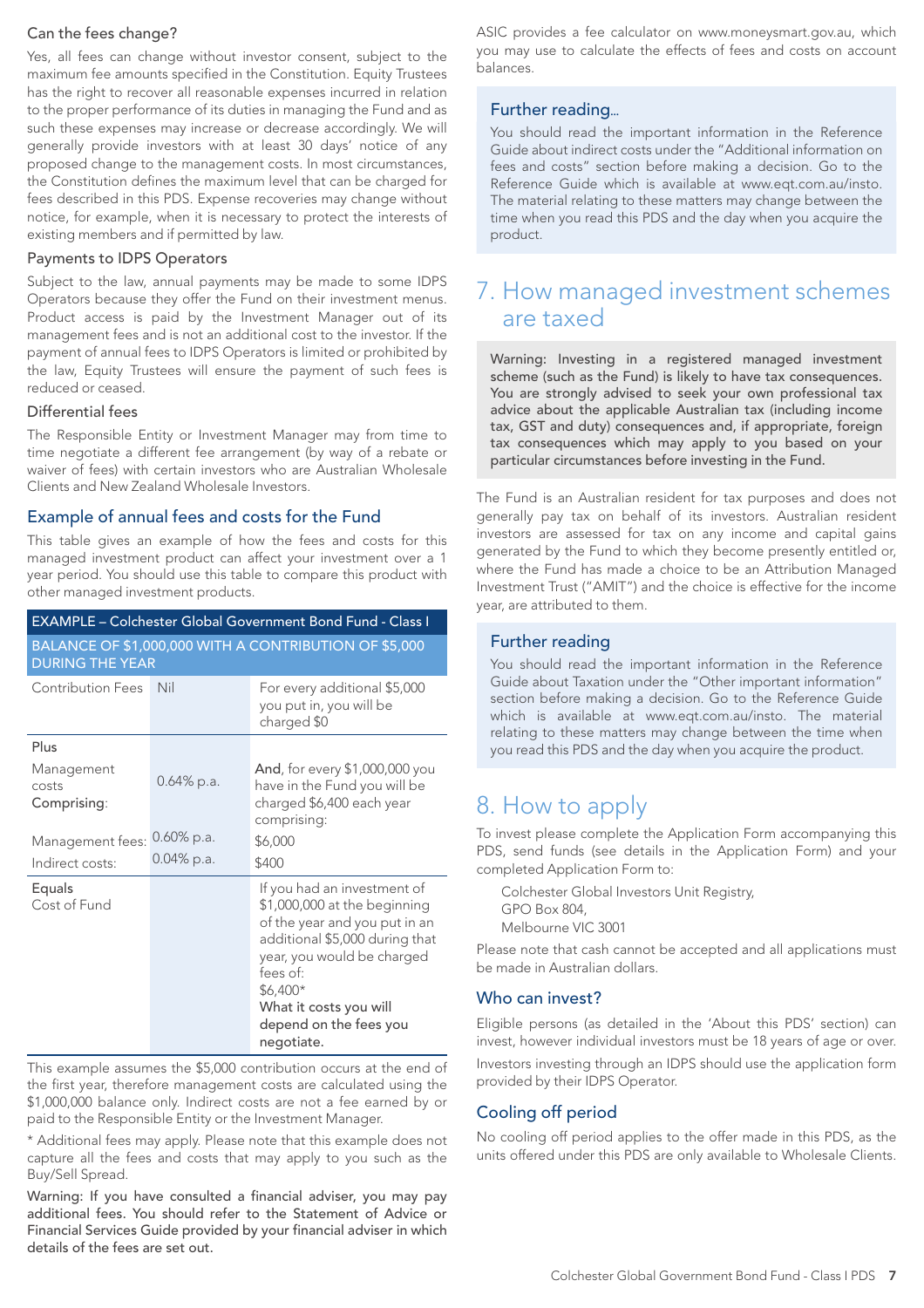### Can the fees change?

Yes, all fees can change without investor consent, subject to the maximum fee amounts specified in the Constitution. Equity Trustees has the right to recover all reasonable expenses incurred in relation to the proper performance of its duties in managing the Fund and as such these expenses may increase or decrease accordingly. We will generally provide investors with at least 30 days' notice of any proposed change to the management costs. In most circumstances, the Constitution defines the maximum level that can be charged for fees described in this PDS. Expense recoveries may change without notice, for example, when it is necessary to protect the interests of existing members and if permitted by law.

### Payments to IDPS Operators

Subject to the law, annual payments may be made to some IDPS Operators because they offer the Fund on their investment menus. Product access is paid by the Investment Manager out of its management fees and is not an additional cost to the investor. If the payment of annual fees to IDPS Operators is limited or prohibited by the law, Equity Trustees will ensure the payment of such fees is reduced or ceased.

### Differential fees

The Responsible Entity or Investment Manager may from time to time negotiate a different fee arrangement (by way of a rebate or waiver of fees) with certain investors who are Australian Wholesale Clients and New Zealand Wholesale Investors.

## Example of annual fees and costs for the Fund

This table gives an example of how the fees and costs for this managed investment product can affect your investment over a 1 year period. You should use this table to compare this product with other managed investment products.

| EXAMPLE – Colchester Global Government Bond Fund - Class I | | |
|---|---|---|
| BALANCE OF $1,000,000 WITH A CONTRIBUTION OF $5,000 DURING THE YEAR | | |
| Contribution Fees | Nil | For every additional $5,000 you put in, you will be charged $0 |
| Plus<br>Management costs<br>Comprising:<br><br>Management fees:<br>Indirect costs: | <br>0.64% p.a.<br><br><br>0.60% p.a.<br>0.04% p.a. | **And**, for every $1,000,000 you have in the Fund you will be charged $6,400 each year comprising:<br>$6,000<br>$400 |
| Equals<br>Cost of Fund | | If you had an investment of $1,000,000 at the beginning of the year and you put in an additional $5,000 during that year, you would be charged fees of:<br>$6,400*<br>**What it costs you will depend on the fees you negotiate.** |

This example assumes the $5,000 contribution occurs at the end of the first year, therefore management costs are calculated using the $1,000,000 balance only. Indirect costs are not a fee earned by or paid to the Responsible Entity or the Investment Manager.

\* Additional fees may apply. Please note that this example does not capture all the fees and costs that may apply to you such as the Buy/Sell Spread.

Warning: If you have consulted a financial adviser, you may pay additional fees. You should refer to the Statement of Advice or Financial Services Guide provided by your financial adviser in which details of the fees are set out.

ASIC provides a fee calculator on www.moneysmart.gov.au, which you may use to calculate the effects of fees and costs on account balances.

### Further reading...

You should read the important information in the Reference Guide about indirect costs under the "Additional information on fees and costs" section before making a decision. Go to the Reference Guide which is available at www.eqt.com.au/insto. The material relating to these matters may change between the time when you read this PDS and the day when you acquire the product.

# 7. How managed investment schemes are taxed

Warning: Investing in a registered managed investment scheme (such as the Fund) is likely to have tax consequences. You are strongly advised to seek your own professional tax advice about the applicable Australian tax (including income tax, GST and duty) consequences and, if appropriate, foreign tax consequences which may apply to you based on your particular circumstances before investing in the Fund.

The Fund is an Australian resident for tax purposes and does not generally pay tax on behalf of its investors. Australian resident investors are assessed for tax on any income and capital gains generated by the Fund to which they become presently entitled or, where the Fund has made a choice to be an Attribution Managed Investment Trust ("AMIT") and the choice is effective for the income year, are attributed to them.

### Further reading

You should read the important information in the Reference Guide about Taxation under the "Other important information" section before making a decision. Go to the Reference Guide which is available at www.eqt.com.au/insto. The material relating to these matters may change between the time when you read this PDS and the day when you acquire the product.

# 8. How to apply

To invest please complete the Application Form accompanying this PDS, send funds (see details in the Application Form) and your completed Application Form to:

Colchester Global Investors Unit Registry,
GPO Box 804,
Melbourne VIC 3001

Please note that cash cannot be accepted and all applications must be made in Australian dollars.

## Who can invest?

Eligible persons (as detailed in the 'About this PDS' section) can invest, however individual investors must be 18 years of age or over.

Investors investing through an IDPS should use the application form provided by their IDPS Operator.

## Cooling off period

No cooling off period applies to the offer made in this PDS, as the units offered under this PDS are only available to Wholesale Clients.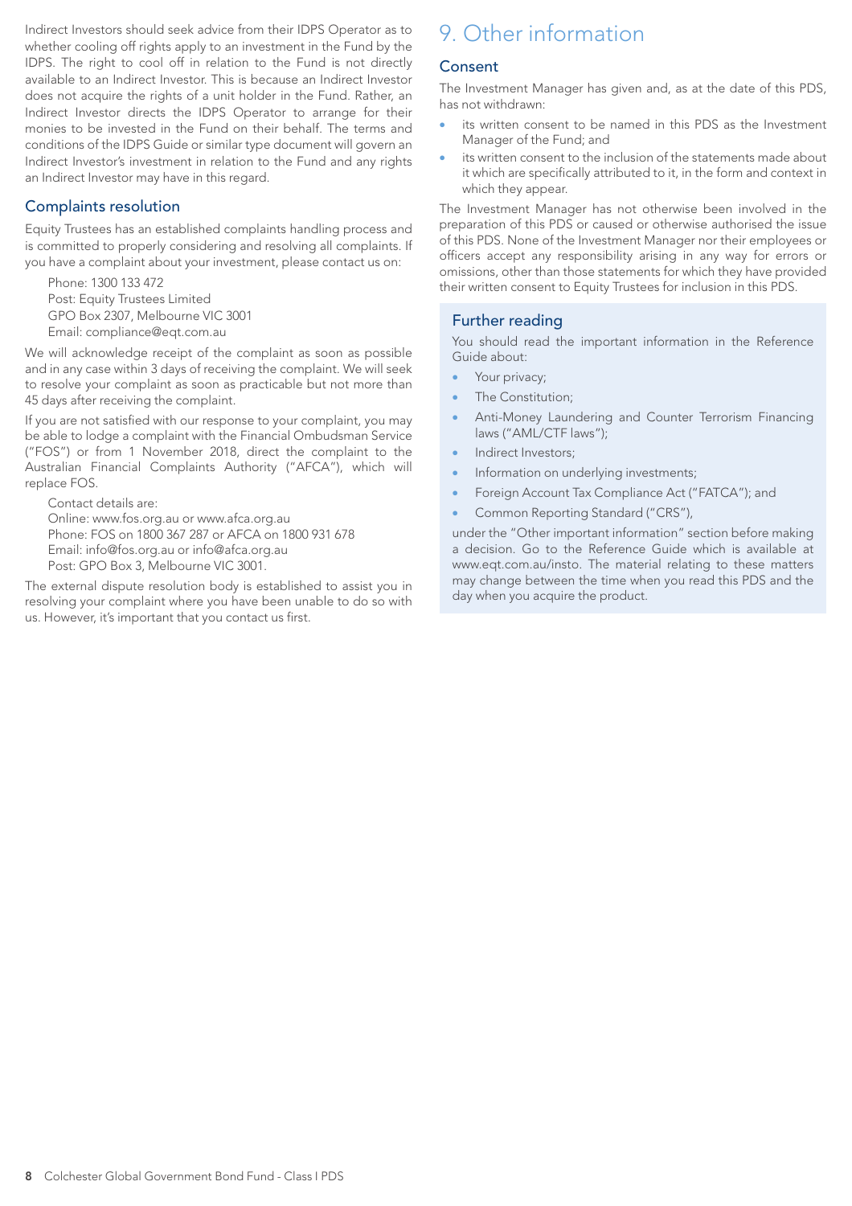Indirect Investors should seek advice from their IDPS Operator as to whether cooling off rights apply to an investment in the Fund by the IDPS. The right to cool off in relation to the Fund is not directly available to an Indirect Investor. This is because an Indirect Investor does not acquire the rights of a unit holder in the Fund. Rather, an Indirect Investor directs the IDPS Operator to arrange for their monies to be invested in the Fund on their behalf. The terms and conditions of the IDPS Guide or similar type document will govern an Indirect Investor's investment in relation to the Fund and any rights an Indirect Investor may have in this regard.

### Complaints resolution

Equity Trustees has an established complaints handling process and is committed to properly considering and resolving all complaints. If you have a complaint about your investment, please contact us on:

Phone: 1300 133 472
Post: Equity Trustees Limited
GPO Box 2307, Melbourne VIC 3001
Email: compliance@eqt.com.au

We will acknowledge receipt of the complaint as soon as possible and in any case within 3 days of receiving the complaint. We will seek to resolve your complaint as soon as practicable but not more than 45 days after receiving the complaint.

If you are not satisfied with our response to your complaint, you may be able to lodge a complaint with the Financial Ombudsman Service ("FOS") or from 1 November 2018, direct the complaint to the Australian Financial Complaints Authority ("AFCA"), which will replace FOS.

Contact details are:
Online: www.fos.org.au or www.afca.org.au
Phone: FOS on 1800 367 287 or AFCA on 1800 931 678
Email: info@fos.org.au or info@afca.org.au
Post: GPO Box 3, Melbourne VIC 3001.

The external dispute resolution body is established to assist you in resolving your complaint where you have been unable to do so with us. However, it's important that you contact us first.

## 9. Other information

### Consent

The Investment Manager has given and, as at the date of this PDS, has not withdrawn:

- its written consent to be named in this PDS as the Investment Manager of the Fund; and
- its written consent to the inclusion of the statements made about it which are specifically attributed to it, in the form and context in which they appear.

The Investment Manager has not otherwise been involved in the preparation of this PDS or caused or otherwise authorised the issue of this PDS. None of the Investment Manager nor their employees or officers accept any responsibility arising in any way for errors or omissions, other than those statements for which they have provided their written consent to Equity Trustees for inclusion in this PDS.

### Further reading

You should read the important information in the Reference Guide about:

- Your privacy;
- The Constitution;
- Anti-Money Laundering and Counter Terrorism Financing laws ("AML/CTF laws");
- Indirect Investors;
- Information on underlying investments;
- Foreign Account Tax Compliance Act ("FATCA"); and
- Common Reporting Standard ("CRS"),

under the "Other important information" section before making a decision. Go to the Reference Guide which is available at www.eqt.com.au/insto. The material relating to these matters may change between the time when you read this PDS and the day when you acquire the product.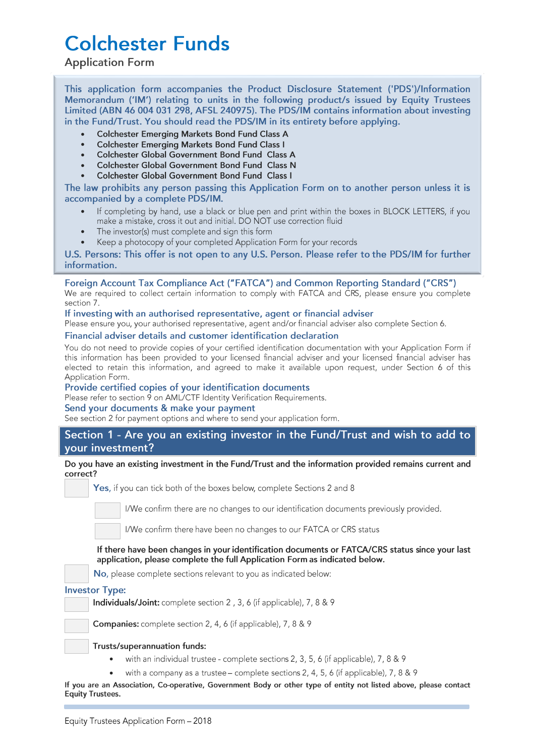# Colchester Funds

Application Form

**This application form accompanies the Product Disclosure Statement ('PDS')/Information Memorandum ('IM') relating to units in the following product/s issued by Equity Trustees Limited (ABN 46 004 031 298, AFSL 240975). The PDS/IM contains information about investing in the Fund/Trust. You should read the PDS/IM in its entirety before applying.**

- Colchester Emerging Markets Bond Fund Class A
- Colchester Emerging Markets Bond Fund Class I
- Colchester Global Government Bond Fund Class A
- Colchester Global Government Bond Fund Class N
- Colchester Global Government Bond Fund Class I

**The law prohibits any person passing this Application Form on to another person unless it is accompanied by a complete PDS/IM.**

- If completing by hand, use a black or blue pen and print within the boxes in BLOCK LETTERS, if you make a mistake, cross it out and initial. DO NOT use correction fluid
- The investor(s) must complete and sign this form
- Keep a photocopy of your completed Application Form for your records

**U.S. Persons: This offer is not open to any U.S. Person. Please refer to the PDS/IM for further information.**

### Foreign Account Tax Compliance Act ("FATCA") and Common Reporting Standard ("CRS")

We are required to collect certain information to comply with FATCA and CRS, please ensure you complete section 7.

### If investing with an authorised representative, agent or financial adviser

Please ensure you, your authorised representative, agent and/or financial adviser also complete Section 6.

### Financial adviser details and customer identification declaration

You do not need to provide copies of your certified identification documentation with your Application Form if this information has been provided to your licensed financial adviser and your licensed financial adviser has elected to retain this information, and agreed to make it available upon request, under Section 6 of this Application Form.

### Provide certified copies of your identification documents

Please refer to section 9 on AML/CTF Identity Verification Requirements.

### Send your documents & make your payment

See section 2 for payment options and where to send your application form.

## Section 1 - Are you an existing investor in the Fund/Trust and wish to add to your investment?

**Do you have an existing investment in the Fund/Trust and the information provided remains current and correct?**

☐ **Yes,** if you can tick both of the boxes below, complete Sections 2 and 8

- ☐ I/We confirm there are no changes to our identification documents previously provided.
- ☐ I/We confirm there have been no changes to our FATCA or CRS status

**If there have been changes in your identification documents or FATCA/CRS status since your last application, please complete the full Application Form as indicated below.**

☐ **No,** please complete sections relevant to you as indicated below:

### Investor Type:

☐ **Individuals/Joint:** complete section 2 , 3, 6 (if applicable), 7, 8 & 9

☐ **Companies:** complete section 2, 4, 6 (if applicable), 7, 8 & 9

☐ **Trusts/superannuation funds:**

- with an individual trustee - complete sections 2, 3, 5, 6 (if applicable), 7, 8 & 9
- with a company as a trustee – complete sections 2, 4, 5, 6 (if applicable), 7, 8 & 9

**If you are an Association, Co-operative, Government Body or other type of entity not listed above, please contact Equity Trustees.**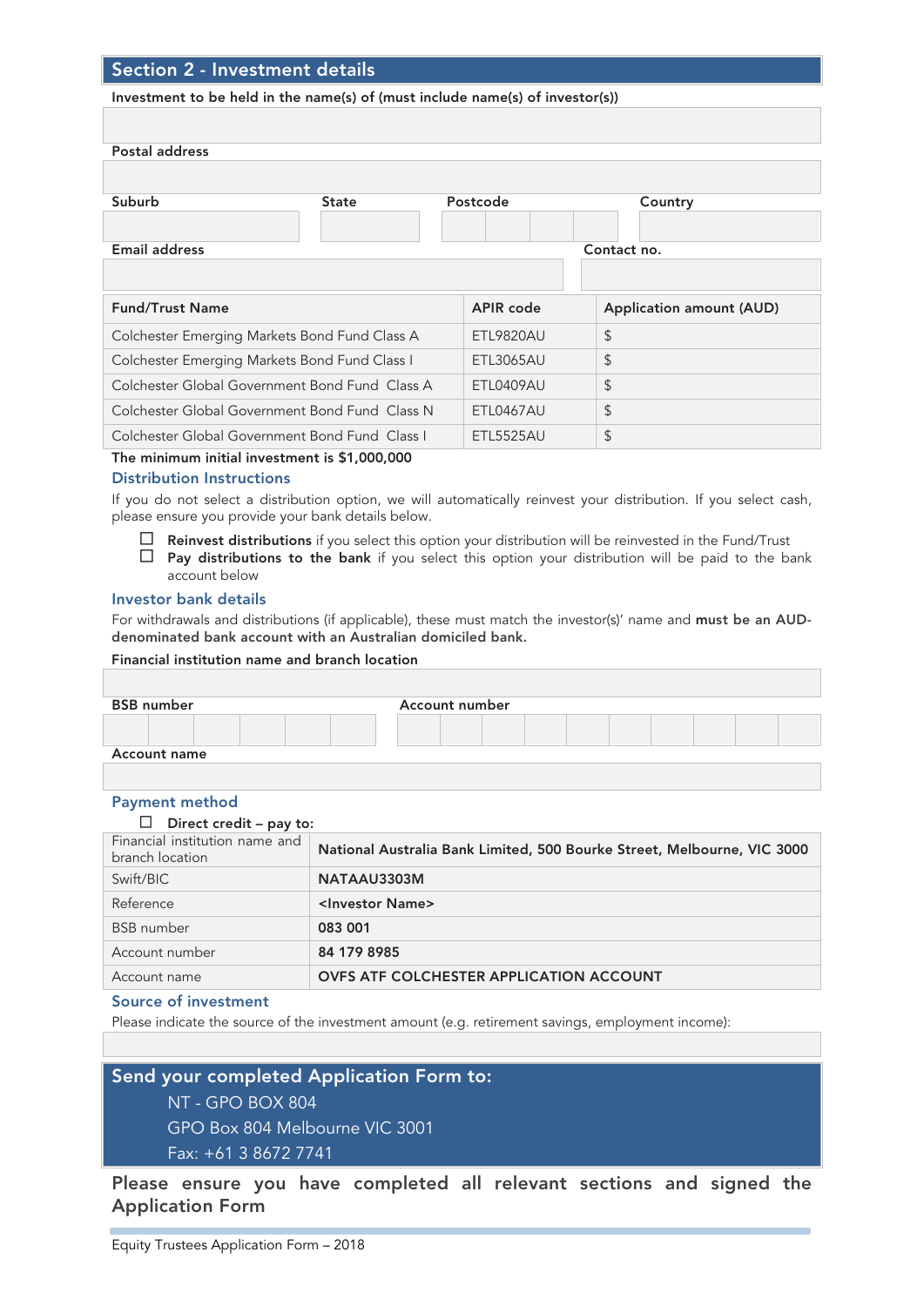## Section 2 - Investment details

**Investment to be held in the name(s) of (must include name(s) of investor(s))**

**Postal address**

| **Suburb** | **State** | **Postcode** | **Country** |
|---|---|---|---|
| | | | |

| **Email address** | **Contact no.** |
|---|---|
| | |

| **Fund/Trust Name** | **APIR code** | **Application amount (AUD)** |
|---|---|---|
| Colchester Emerging Markets Bond Fund Class A | ETL9820AU | $ |
| Colchester Emerging Markets Bond Fund Class I | ETL3065AU | $ |
| Colchester Global Government Bond Fund Class A | ETL0409AU | $ |
| Colchester Global Government Bond Fund Class N | ETL0467AU | $ |
| Colchester Global Government Bond Fund Class I | ETL5525AU | $ |

**The minimum initial investment is $1,000,000**

### Distribution Instructions

If you do not select a distribution option, we will automatically reinvest your distribution. If you select cash, please ensure you provide your bank details below.

- ☐ **Reinvest distributions** if you select this option your distribution will be reinvested in the Fund/Trust
- ☐ **Pay distributions to the bank** if you select this option your distribution will be paid to the bank account below

### Investor bank details

For withdrawals and distributions (if applicable), these must match the investor(s)' name and **must be an AUD-denominated bank account with an Australian domiciled bank.**

**Financial institution name and branch location**

| **BSB number** | **Account number** |
|---|---|
| | |

**Account name**

### Payment method

☐ **Direct credit – pay to:**

| | |
|---|---|
| Financial institution name and branch location | **National Australia Bank Limited, 500 Bourke Street, Melbourne, VIC 3000** |
| Swift/BIC | **NATAAU3303M** |
| Reference | **<Investor Name>** |
| BSB number | **083 001** |
| Account number | **84 179 8985** |
| Account name | **OVFS ATF COLCHESTER APPLICATION ACCOUNT** |

### Source of investment

Please indicate the source of the investment amount (e.g. retirement savings, employment income):

## Send your completed Application Form to:

NT - GPO BOX 804
GPO Box 804 Melbourne VIC 3001
Fax: +61 3 8672 7741

**Please ensure you have completed all relevant sections and signed the Application Form**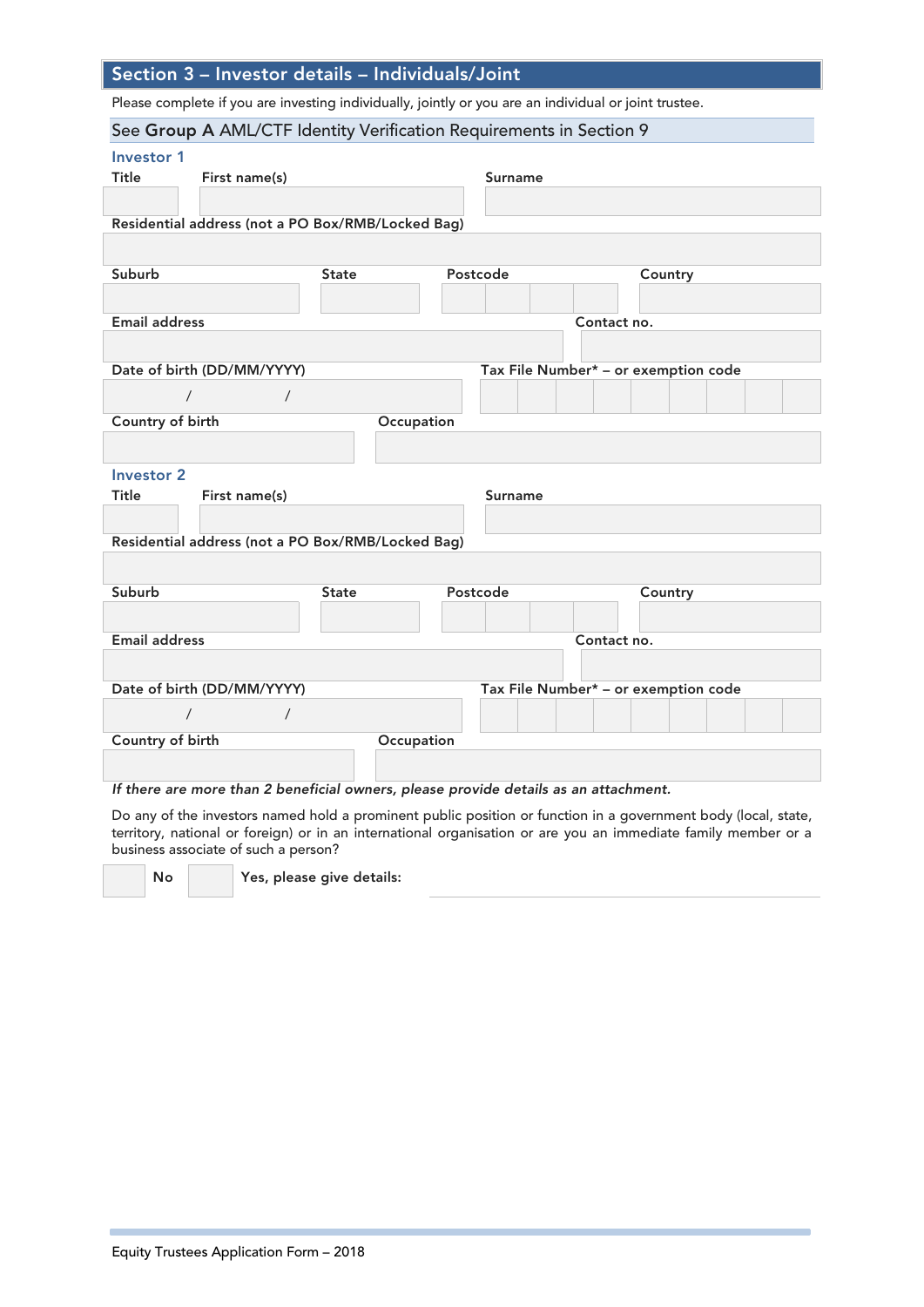## Section 3 – Investor details – Individuals/Joint

Please complete if you are investing individually, jointly or you are an individual or joint trustee.

### See **Group A** AML/CTF Identity Verification Requirements in Section 9

### Investor 1

Title | First name(s) | Surname

Residential address (not a PO Box/RMB/Locked Bag)

Suburb | State | Postcode | Country

Email address | Contact no.

Date of birth (DD/MM/YYYY) &nbsp;&nbsp; / &nbsp;&nbsp; / | Tax File Number* – or exemption code

Country of birth | Occupation

### Investor 2

Title | First name(s) | Surname

Residential address (not a PO Box/RMB/Locked Bag)

Suburb | State | Postcode | Country

Email address | Contact no.

Date of birth (DD/MM/YYYY) &nbsp;&nbsp; / &nbsp;&nbsp; / | Tax File Number* – or exemption code

Country of birth | Occupation

*If there are more than 2 beneficial owners, please provide details as an attachment.*

Do any of the investors named hold a prominent public position or function in a government body (local, state, territory, national or foreign) or in an international organisation or are you an immediate family member or a business associate of such a person?

☐ No &nbsp;&nbsp; ☐ Yes, please give details: ____________________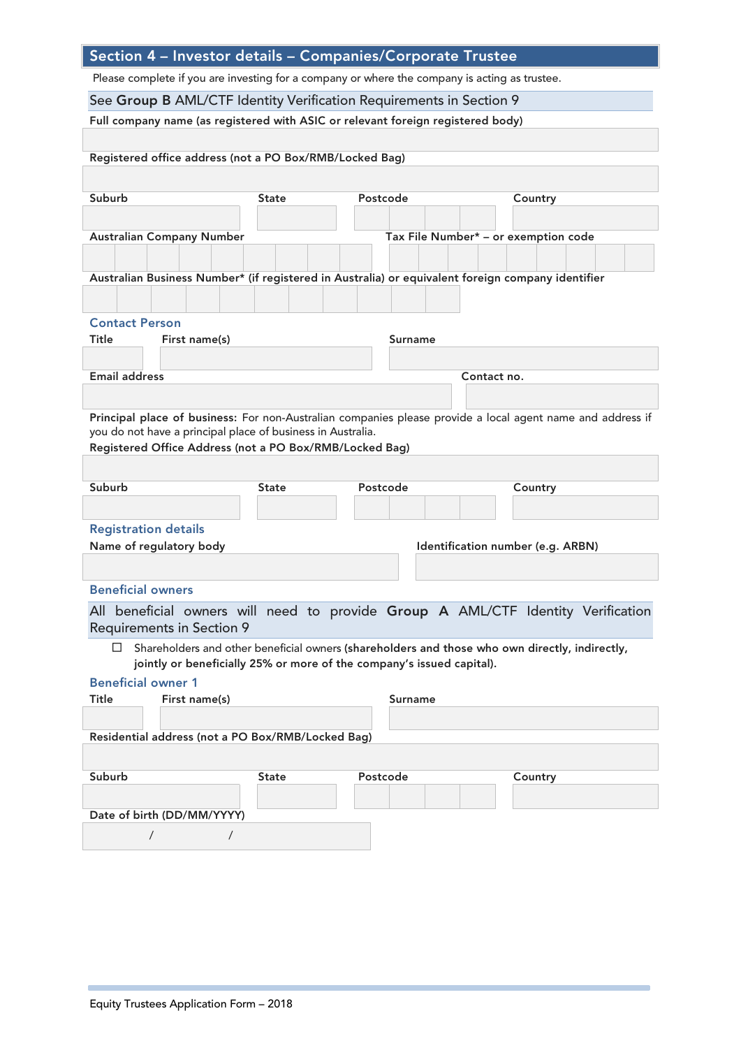## Section 4 – Investor details – Companies/Corporate Trustee

Please complete if you are investing for a company or where the company is acting as trustee.

See **Group B** AML/CTF Identity Verification Requirements in Section 9

**Full company name (as registered with ASIC or relevant foreign registered body)**

**Registered office address (not a PO Box/RMB/Locked Bag)**

| Suburb | State | Postcode | Country |
|---|---|---|---|
| | | | |

| Australian Company Number | Tax File Number* – or exemption code |
|---|---|
| | |

**Australian Business Number* (if registered in Australia) or equivalent foreign company identifier**

### Contact Person

| Title | First name(s) | Surname |
|---|---|---|
| | | |

| Email address | Contact no. |
|---|---|
| | |

**Principal place of business:** For non-Australian companies please provide a local agent name and address if you do not have a principal place of business in Australia.

**Registered Office Address (not a PO Box/RMB/Locked Bag)**

| Suburb | State | Postcode | Country |
|---|---|---|---|
| | | | |

### Registration details

| Name of regulatory body | Identification number (e.g. ARBN) |
|---|---|
| | |

### Beneficial owners

All beneficial owners will need to provide **Group A** AML/CTF Identity Verification Requirements in Section 9

☐ Shareholders and other beneficial owners **(shareholders and those who own directly, indirectly, jointly or beneficially 25% or more of the company's issued capital).**

### Beneficial owner 1

| Title | First name(s) | Surname |
|---|---|---|
| | | |

**Residential address (not a PO Box/RMB/Locked Bag)**

| Suburb | State | Postcode | Country |
|---|---|---|---|
| | | | |

**Date of birth (DD/MM/YYYY)**

/ /

Equity Trustees Application Form – 2018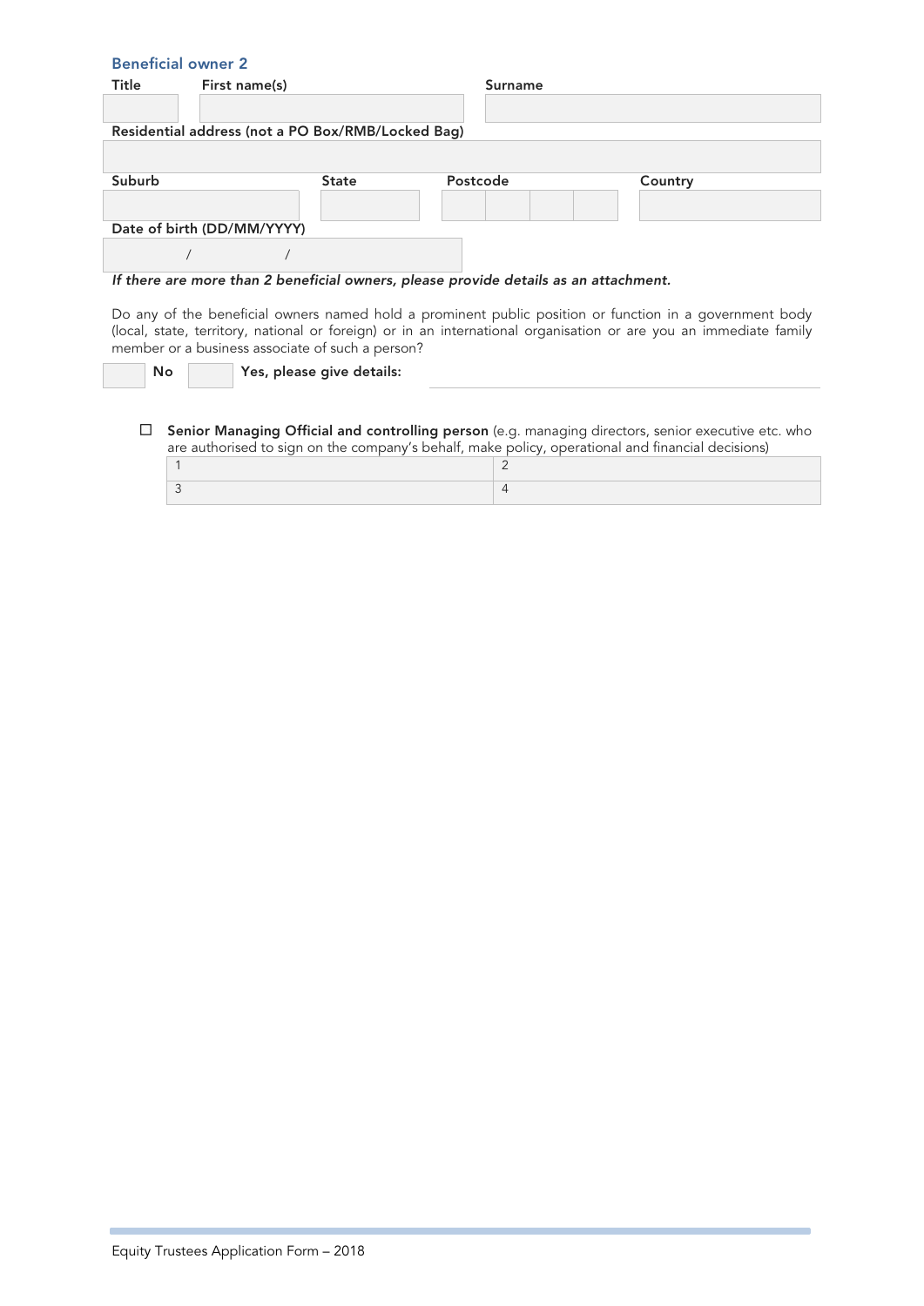### Beneficial owner 2

| Title | First name(s) | Surname |
|---|---|---|
| | | |

**Residential address (not a PO Box/RMB/Locked Bag)**

| Suburb | State | Postcode | Country |
|---|---|---|---|
| | | | |

**Date of birth (DD/MM/YYYY)**

/ /

***If there are more than 2 beneficial owners, please provide details as an attachment.***

Do any of the beneficial owners named hold a prominent public position or function in a government body (local, state, territory, national or foreign) or in an international organisation or are you an immediate family member or a business associate of such a person?

☐ **No** ☐ **Yes, please give details:**

☐ **Senior Managing Official and controlling person** (e.g. managing directors, senior executive etc. who are authorised to sign on the company's behalf, make policy, operational and financial decisions)

| | |
|---|---|
| 1 | 2 |
| 3 | 4 |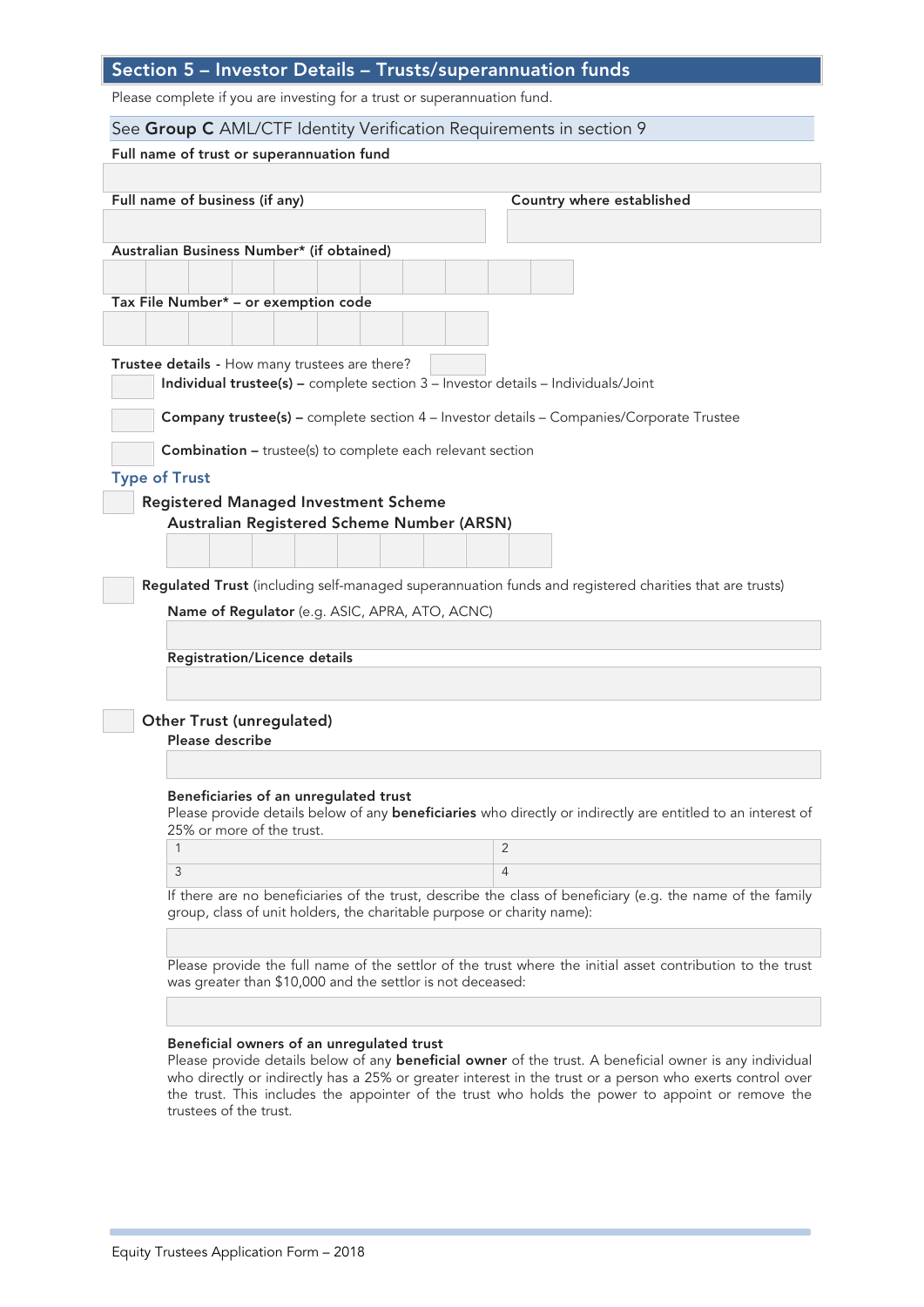## Section 5 – Investor Details – Trusts/superannuation funds

Please complete if you are investing for a trust or superannuation fund.

See **Group C** AML/CTF Identity Verification Requirements in section 9

**Full name of trust or superannuation fund**

**Full name of business (if any)**

**Country where established**

**Australian Business Number* (if obtained)**

**Tax File Number* – or exemption code**

**Trustee details** - How many trustees are there?

- **Individual trustee(s) –** complete section 3 – Investor details – Individuals/Joint
- **Company trustee(s) –** complete section 4 – Investor details – Companies/Corporate Trustee
- **Combination –** trustee(s) to complete each relevant section

### Type of Trust

**Registered Managed Investment Scheme**

**Australian Registered Scheme Number (ARSN)**

**Regulated Trust** (including self-managed superannuation funds and registered charities that are trusts)

**Name of Regulator** (e.g. ASIC, APRA, ATO, ACNC)

**Registration/Licence details**

**Other Trust (unregulated)**

**Please describe**

**Beneficiaries of an unregulated trust**

Please provide details below of any **beneficiaries** who directly or indirectly are entitled to an interest of 25% or more of the trust.

| | |
|---|---|
| 1 | 2 |
| 3 | 4 |

If there are no beneficiaries of the trust, describe the class of beneficiary (e.g. the name of the family group, class of unit holders, the charitable purpose or charity name):

Please provide the full name of the settlor of the trust where the initial asset contribution to the trust was greater than $10,000 and the settlor is not deceased:

**Beneficial owners of an unregulated trust**

Please provide details below of any **beneficial owner** of the trust. A beneficial owner is any individual who directly or indirectly has a 25% or greater interest in the trust or a person who exerts control over the trust. This includes the appointer of the trust who holds the power to appoint or remove the trustees of the trust.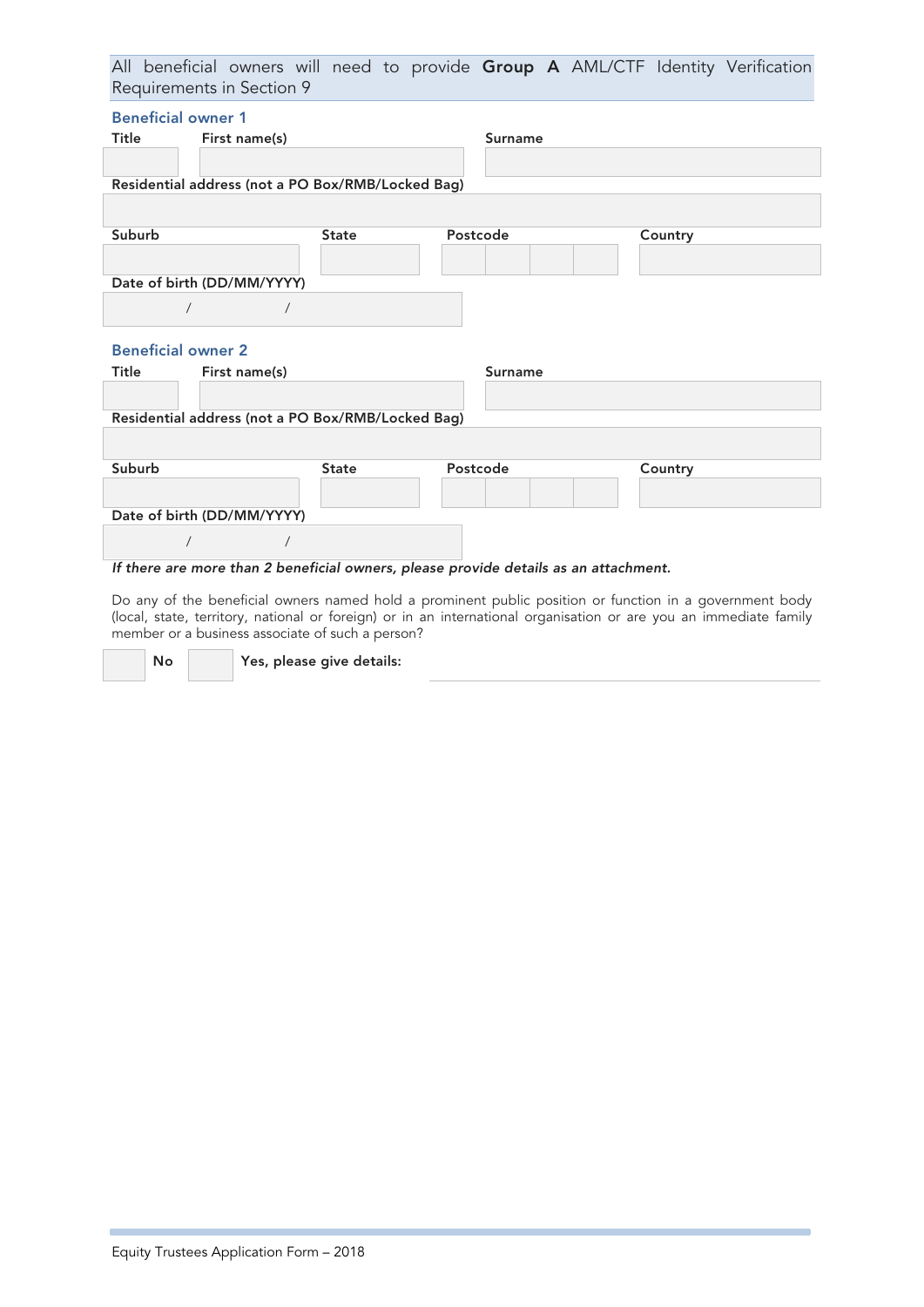All beneficial owners will need to provide **Group A** AML/CTF Identity Verification Requirements in Section 9

### Beneficial owner 1

| Title | First name(s) | Surname |
|---|---|---|
| | | |

**Residential address (not a PO Box/RMB/Locked Bag)**

| Suburb | State | Postcode | Country |
|---|---|---|---|
| | | | |

**Date of birth (DD/MM/YYYY)**

/ /

### Beneficial owner 2

| Title | First name(s) | Surname |
|---|---|---|
| | | |

**Residential address (not a PO Box/RMB/Locked Bag)**

| Suburb | State | Postcode | Country |
|---|---|---|---|
| | | | |

**Date of birth (DD/MM/YYYY)**

/ /

***If there are more than 2 beneficial owners, please provide details as an attachment.***

Do any of the beneficial owners named hold a prominent public position or function in a government body (local, state, territory, national or foreign) or in an international organisation or are you an immediate family member or a business associate of such a person?

☐ **No** ☐ **Yes, please give details:**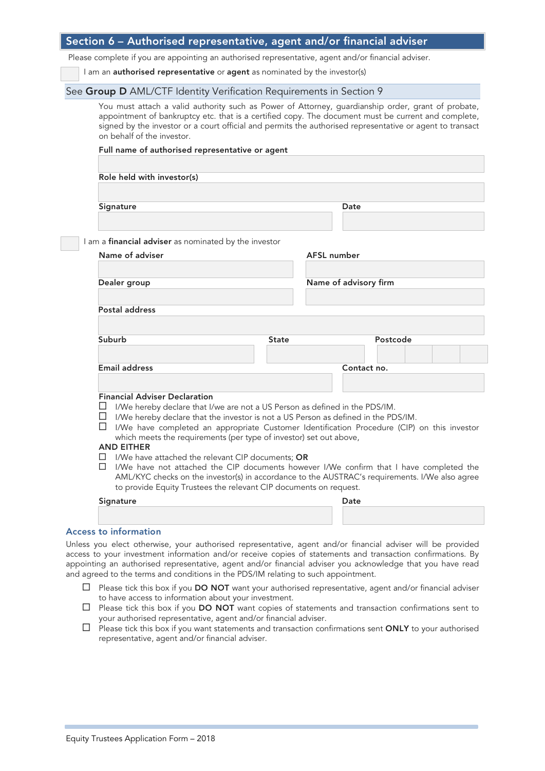## Section 6 – Authorised representative, agent and/or financial adviser

Please complete if you are appointing an authorised representative, agent and/or financial adviser.

☐ I am an **authorised representative** or **agent** as nominated by the investor(s)

### See **Group D** AML/CTF Identity Verification Requirements in Section 9

You must attach a valid authority such as Power of Attorney, guardianship order, grant of probate, appointment of bankruptcy etc. that is a certified copy. The document must be current and complete, signed by the investor or a court official and permits the authorised representative or agent to transact on behalf of the investor.

**Full name of authorised representative or agent**

**Role held with investor(s)**

**Signature** | **Date**

☐ I am a **financial adviser** as nominated by the investor

**Name of adviser** | **AFSL number**

**Dealer group** | **Name of advisory firm**

**Postal address**

**Suburb** | **State** | **Postcode**

**Email address** | **Contact no.**

**Financial Adviser Declaration**

☐ I/We hereby declare that I/we are not a US Person as defined in the PDS/IM.

☐ I/We hereby declare that the investor is not a US Person as defined in the PDS/IM.

☐ I/We have completed an appropriate Customer Identification Procedure (CIP) on this investor which meets the requirements (per type of investor) set out above,

**AND EITHER**

☐ I/We have attached the relevant CIP documents; **OR**

☐ I/We have not attached the CIP documents however I/We confirm that I have completed the AML/KYC checks on the investor(s) in accordance to the AUSTRAC's requirements. I/We also agree to provide Equity Trustees the relevant CIP documents on request.

**Signature** | **Date**

### Access to information

Unless you elect otherwise, your authorised representative, agent and/or financial adviser will be provided access to your investment information and/or receive copies of statements and transaction confirmations. By appointing an authorised representative, agent and/or financial adviser you acknowledge that you have read and agreed to the terms and conditions in the PDS/IM relating to such appointment.

☐ Please tick this box if you **DO NOT** want your authorised representative, agent and/or financial adviser to have access to information about your investment.

☐ Please tick this box if you **DO NOT** want copies of statements and transaction confirmations sent to your authorised representative, agent and/or financial adviser.

☐ Please tick this box if you want statements and transaction confirmations sent **ONLY** to your authorised representative, agent and/or financial adviser.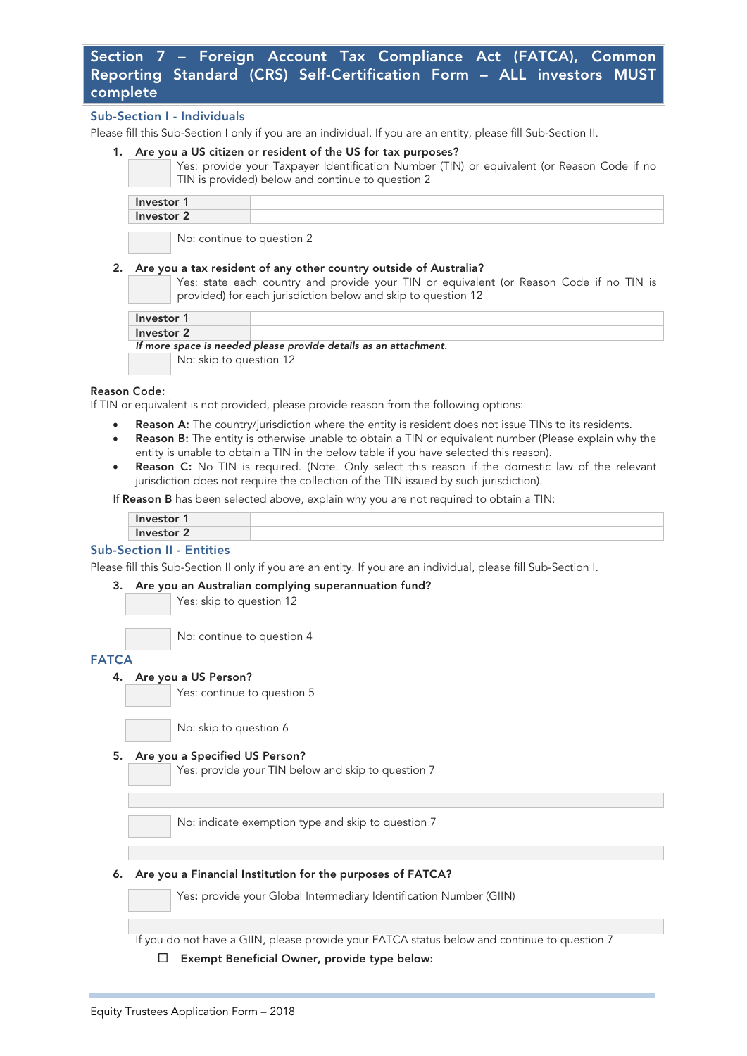## Section 7 – Foreign Account Tax Compliance Act (FATCA), Common Reporting Standard (CRS) Self-Certification Form – ALL investors MUST complete

### Sub-Section I - Individuals

Please fill this Sub-Section I only if you are an individual. If you are an entity, please fill Sub-Section II.

1. **Are you a US citizen or resident of the US for tax purposes?**

☐ Yes: provide your Taxpayer Identification Number (TIN) or equivalent (or Reason Code if no TIN is provided) below and continue to question 2

| | |
|---|---|
| **Investor 1** | |
| **Investor 2** | |

☐ No: continue to question 2

2. **Are you a tax resident of any other country outside of Australia?**

☐ Yes: state each country and provide your TIN or equivalent (or Reason Code if no TIN is provided) for each jurisdiction below and skip to question 12

| | |
|---|---|
| **Investor 1** | |
| **Investor 2** | |

***If more space is needed please provide details as an attachment.***

☐ No: skip to question 12

**Reason Code:**

If TIN or equivalent is not provided, please provide reason from the following options:

- **Reason A:** The country/jurisdiction where the entity is resident does not issue TINs to its residents.
- **Reason B:** The entity is otherwise unable to obtain a TIN or equivalent number (Please explain why the entity is unable to obtain a TIN in the below table if you have selected this reason).
- **Reason C:** No TIN is required. (Note. Only select this reason if the domestic law of the relevant jurisdiction does not require the collection of the TIN issued by such jurisdiction).

If **Reason B** has been selected above, explain why you are not required to obtain a TIN:

| | |
|---|---|
| **Investor 1** | |
| **Investor 2** | |

### Sub-Section II - Entities

Please fill this Sub-Section II only if you are an entity. If you are an individual, please fill Sub-Section I.

3. **Are you an Australian complying superannuation fund?**

☐ Yes: skip to question 12

☐ No: continue to question 4

### FATCA

4. **Are you a US Person?**

☐ Yes: continue to question 5

☐ No: skip to question 6

5. **Are you a Specified US Person?**

☐ Yes: provide your TIN below and skip to question 7

______________________________

☐ No: indicate exemption type and skip to question 7

______________________________

6. **Are you a Financial Institution for the purposes of FATCA?**

☐ Yes: provide your Global Intermediary Identification Number (GIIN)

______________________________

If you do not have a GIIN, please provide your FATCA status below and continue to question 7

☐ **Exempt Beneficial Owner, provide type below:**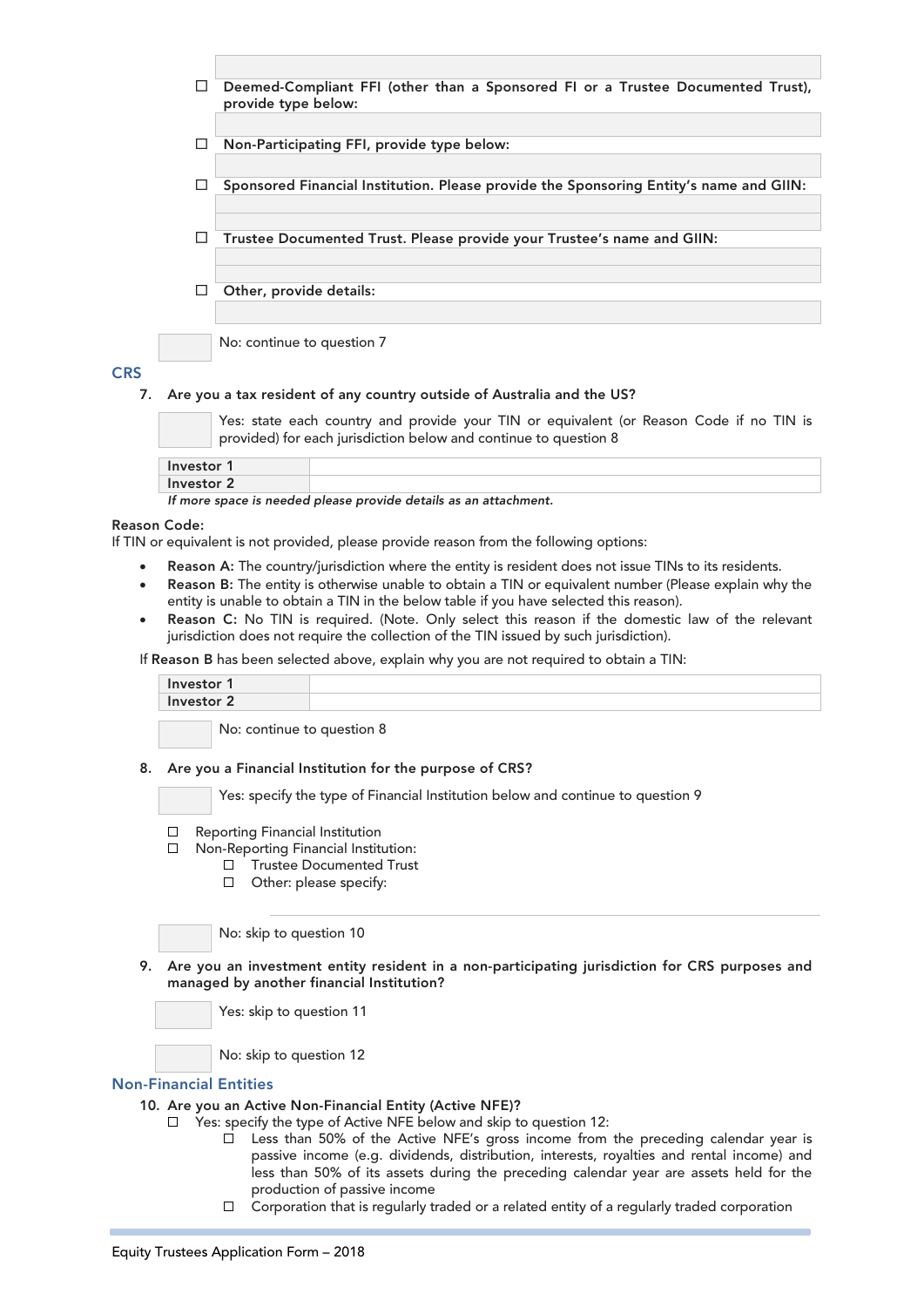☐ **Deemed-Compliant FFI (other than a Sponsored FI or a Trustee Documented Trust), provide type below:**

☐ **Non-Participating FFI, provide type below:**

☐ **Sponsored Financial Institution. Please provide the Sponsoring Entity's name and GIIN:**

☐ **Trustee Documented Trust. Please provide your Trustee's name and GIIN:**

☐ **Other, provide details:**

☐ No: continue to question 7

## CRS

**7. Are you a tax resident of any country outside of Australia and the US?**

☐ Yes: state each country and provide your TIN or equivalent (or Reason Code if no TIN is provided) for each jurisdiction below and continue to question 8

| | |
|---|---|
| **Investor 1** | |
| **Investor 2** | |

*If more space is needed please provide details as an attachment.*

**Reason Code:**

If TIN or equivalent is not provided, please provide reason from the following options:

- **Reason A:** The country/jurisdiction where the entity is resident does not issue TINs to its residents.
- **Reason B:** The entity is otherwise unable to obtain a TIN or equivalent number (Please explain why the entity is unable to obtain a TIN in the below table if you have selected this reason).
- **Reason C:** No TIN is required. (Note. Only select this reason if the domestic law of the relevant jurisdiction does not require the collection of the TIN issued by such jurisdiction).

If **Reason B** has been selected above, explain why you are not required to obtain a TIN:

| | |
|---|---|
| **Investor 1** | |
| **Investor 2** | |

☐ No: continue to question 8

**8. Are you a Financial Institution for the purpose of CRS?**

☐ Yes: specify the type of Financial Institution below and continue to question 9

☐ Reporting Financial Institution
☐ Non-Reporting Financial Institution:
 ☐ Trustee Documented Trust
 ☐ Other: please specify:

☐ No: skip to question 10

**9. Are you an investment entity resident in a non-participating jurisdiction for CRS purposes and managed by another financial Institution?**

☐ Yes: skip to question 11

☐ No: skip to question 12

## Non-Financial Entities

**10. Are you an Active Non-Financial Entity (Active NFE)?**

☐ Yes: specify the type of Active NFE below and skip to question 12:
 ☐ Less than 50% of the Active NFE's gross income from the preceding calendar year is passive income (e.g. dividends, distribution, interests, royalties and rental income) and less than 50% of its assets during the preceding calendar year are assets held for the production of passive income
 ☐ Corporation that is regularly traded or a related entity of a regularly traded corporation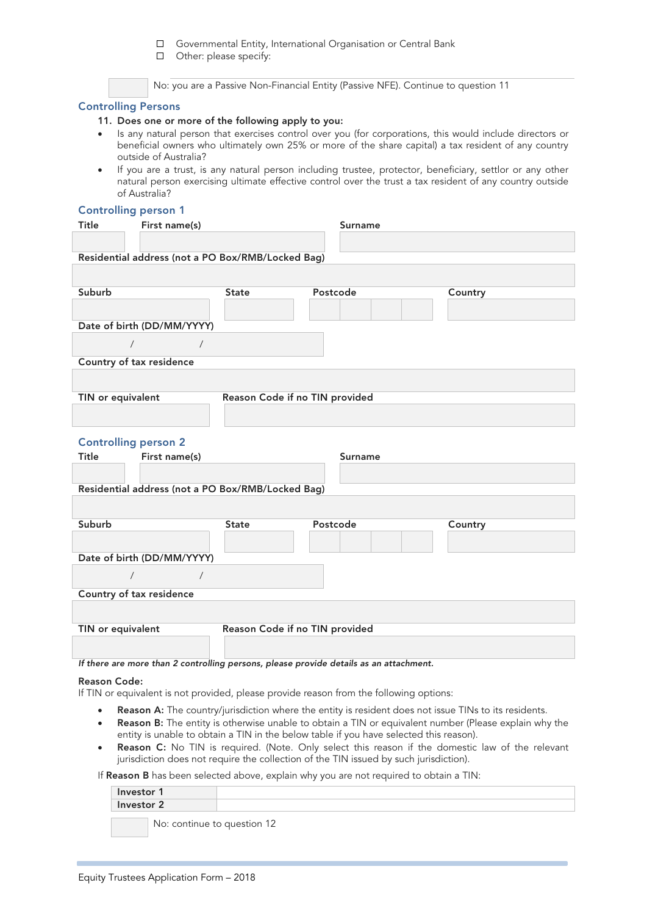- ☐ Governmental Entity, International Organisation or Central Bank
- ☐ Other: please specify:

☐ No: you are a Passive Non-Financial Entity (Passive NFE). Continue to question 11

## Controlling Persons

**11. Does one or more of the following apply to you:**

- Is any natural person that exercises control over you (for corporations, this would include directors or beneficial owners who ultimately own 25% or more of the share capital) a tax resident of any country outside of Australia?
- If you are a trust, is any natural person including trustee, protector, beneficiary, settlor or any other natural person exercising ultimate effective control over the trust a tax resident of any country outside of Australia?

### Controlling person 1

| Title | First name(s) | Surname |
|---|---|---|
| | | |

**Residential address (not a PO Box/RMB/Locked Bag)**

| Suburb | State | Postcode | Country |
|---|---|---|---|
| | | | |

**Date of birth (DD/MM/YYYY)**

/ /

**Country of tax residence**

| TIN or equivalent | Reason Code if no TIN provided |
|---|---|
| | |

### Controlling person 2

| Title | First name(s) | Surname |
|---|---|---|
| | | |

**Residential address (not a PO Box/RMB/Locked Bag)**

| Suburb | State | Postcode | Country |
|---|---|---|---|
| | | | |

**Date of birth (DD/MM/YYYY)**

/ /

**Country of tax residence**

| TIN or equivalent | Reason Code if no TIN provided |
|---|---|
| | |

***If there are more than 2 controlling persons, please provide details as an attachment.***

**Reason Code:**

If TIN or equivalent is not provided, please provide reason from the following options:

- **Reason A:** The country/jurisdiction where the entity is resident does not issue TINs to its residents.
- **Reason B:** The entity is otherwise unable to obtain a TIN or equivalent number (Please explain why the entity is unable to obtain a TIN in the below table if you have selected this reason).
- **Reason C:** No TIN is required. (Note. Only select this reason if the domestic law of the relevant jurisdiction does not require the collection of the TIN issued by such jurisdiction).

If **Reason B** has been selected above, explain why you are not required to obtain a TIN:

| | |
|---|---|
| **Investor 1** | |
| **Investor 2** | |

☐ No: continue to question 12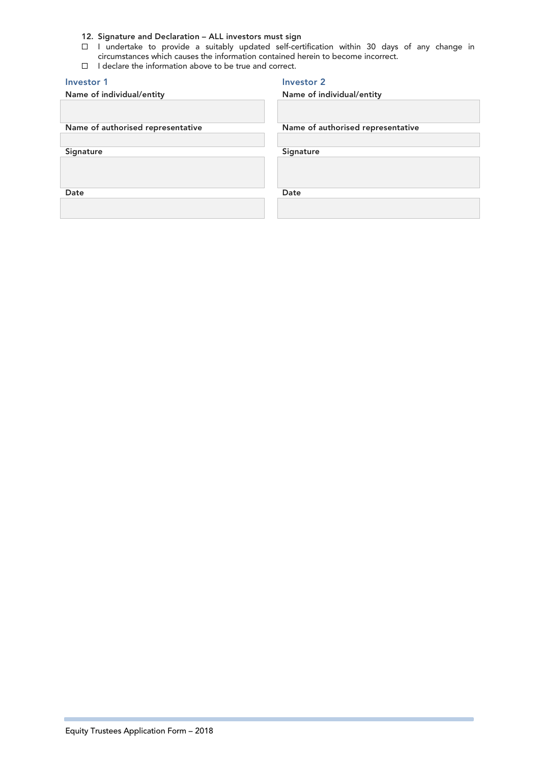**12. Signature and Declaration – ALL investors must sign**

- ☐ I undertake to provide a suitably updated self-certification within 30 days of any change in circumstances which causes the information contained herein to become incorrect.
- ☐ I declare the information above to be true and correct.

| Investor 1 | Investor 2 |
| --- | --- |
| **Name of individual/entity** | **Name of individual/entity** |
| | |
| **Name of authorised representative** | **Name of authorised representative** |
| | |
| **Signature** | **Signature** |
| | |
| **Date** | **Date** |
| | |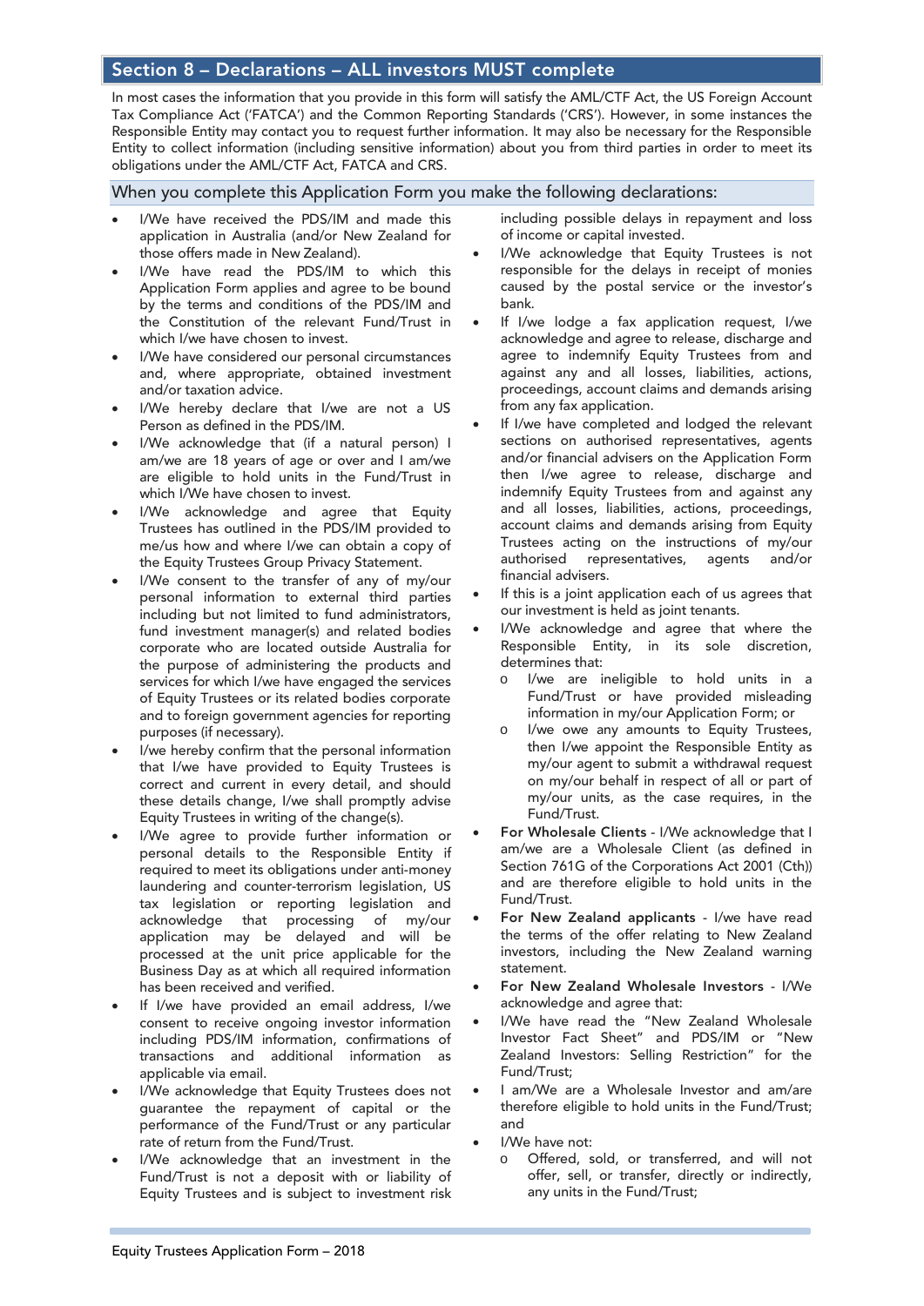## Section 8 – Declarations – ALL investors MUST complete

In most cases the information that you provide in this form will satisfy the AML/CTF Act, the US Foreign Account Tax Compliance Act ('FATCA') and the Common Reporting Standards ('CRS'). However, in some instances the Responsible Entity may contact you to request further information. It may also be necessary for the Responsible Entity to collect information (including sensitive information) about you from third parties in order to meet its obligations under the AML/CTF Act, FATCA and CRS.

### When you complete this Application Form you make the following declarations:

- I/We have received the PDS/IM and made this application in Australia (and/or New Zealand for those offers made in New Zealand).
- I/We have read the PDS/IM to which this Application Form applies and agree to be bound by the terms and conditions of the PDS/IM and the Constitution of the relevant Fund/Trust in which I/we have chosen to invest.
- I/We have considered our personal circumstances and, where appropriate, obtained investment and/or taxation advice.
- I/We hereby declare that I/we are not a US Person as defined in the PDS/IM.
- I/We acknowledge that (if a natural person) I am/we are 18 years of age or over and I am/we are eligible to hold units in the Fund/Trust in which I/We have chosen to invest.
- I/We acknowledge and agree that Equity Trustees has outlined in the PDS/IM provided to me/us how and where I/we can obtain a copy of the Equity Trustees Group Privacy Statement.
- I/We consent to the transfer of any of my/our personal information to external third parties including but not limited to fund administrators, fund investment manager(s) and related bodies corporate who are located outside Australia for the purpose of administering the products and services for which I/we have engaged the services of Equity Trustees or its related bodies corporate and to foreign government agencies for reporting purposes (if necessary).
- I/we hereby confirm that the personal information that I/we have provided to Equity Trustees is correct and current in every detail, and should these details change, I/we shall promptly advise Equity Trustees in writing of the change(s).
- I/We agree to provide further information or personal details to the Responsible Entity if required to meet its obligations under anti-money laundering and counter-terrorism legislation, US tax legislation or reporting legislation and acknowledge that processing of my/our application may be delayed and will be processed at the unit price applicable for the Business Day as at which all required information has been received and verified.
- If I/we have provided an email address, I/we consent to receive ongoing investor information including PDS/IM information, confirmations of transactions and additional information as applicable via email.
- I/We acknowledge that Equity Trustees does not guarantee the repayment of capital or the performance of the Fund/Trust or any particular rate of return from the Fund/Trust.
- I/We acknowledge that an investment in the Fund/Trust is not a deposit with or liability of Equity Trustees and is subject to investment risk including possible delays in repayment and loss of income or capital invested.
- I/We acknowledge that Equity Trustees is not responsible for the delays in receipt of monies caused by the postal service or the investor's bank.
- If I/we lodge a fax application request, I/we acknowledge and agree to release, discharge and agree to indemnify Equity Trustees from and against any and all losses, liabilities, actions, proceedings, account claims and demands arising from any fax application.
- If I/we have completed and lodged the relevant sections on authorised representatives, agents and/or financial advisers on the Application Form then I/we agree to release, discharge and indemnify Equity Trustees from and against any and all losses, liabilities, actions, proceedings, account claims and demands arising from Equity Trustees acting on the instructions of my/our authorised representatives, agents and/or financial advisers.
- If this is a joint application each of us agrees that our investment is held as joint tenants.
- I/We acknowledge and agree that where the Responsible Entity, in its sole discretion, determines that:
  - I/we are ineligible to hold units in a Fund/Trust or have provided misleading information in my/our Application Form; or
  - I/we owe any amounts to Equity Trustees,

  then I/we appoint the Responsible Entity as my/our agent to submit a withdrawal request on my/our behalf in respect of all or part of my/our units, as the case requires, in the Fund/Trust.
- **For Wholesale Clients** - I/We acknowledge that I am/we are a Wholesale Client (as defined in Section 761G of the Corporations Act 2001 (Cth)) and are therefore eligible to hold units in the Fund/Trust.
- **For New Zealand applicants** - I/we have read the terms of the offer relating to New Zealand investors, including the New Zealand warning statement.
- **For New Zealand Wholesale Investors** - I/We acknowledge and agree that:
- I/We have read the "New Zealand Wholesale Investor Fact Sheet" and PDS/IM or "New Zealand Investors: Selling Restriction" for the Fund/Trust;
- I am/We are a Wholesale Investor and am/are therefore eligible to hold units in the Fund/Trust; and
- I/We have not:
  - Offered, sold, or transferred, and will not offer, sell, or transfer, directly or indirectly, any units in the Fund/Trust;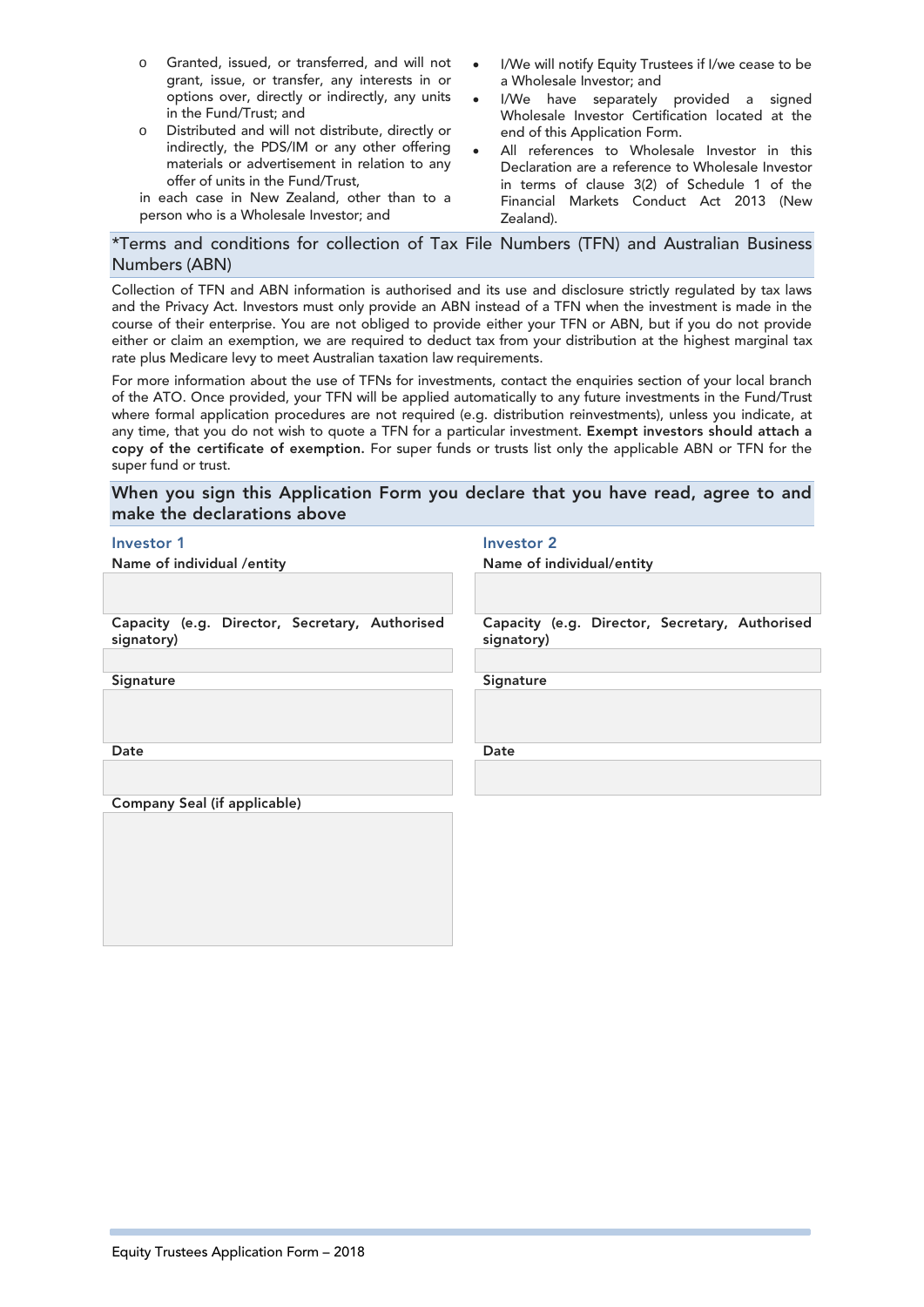- Granted, issued, or transferred, and will not grant, issue, or transfer, any interests in or options over, directly or indirectly, any units in the Fund/Trust; and
- Distributed and will not distribute, directly or indirectly, the PDS/IM or any other offering materials or advertisement in relation to any offer of units in the Fund/Trust,

in each case in New Zealand, other than to a person who is a Wholesale Investor; and

- I/We will notify Equity Trustees if I/we cease to be a Wholesale Investor; and
- I/We have separately provided a signed Wholesale Investor Certification located at the end of this Application Form.
- All references to Wholesale Investor in this Declaration are a reference to Wholesale Investor in terms of clause 3(2) of Schedule 1 of the Financial Markets Conduct Act 2013 (New Zealand).

## *Terms and conditions for collection of Tax File Numbers (TFN) and Australian Business Numbers (ABN)

Collection of TFN and ABN information is authorised and its use and disclosure strictly regulated by tax laws and the Privacy Act. Investors must only provide an ABN instead of a TFN when the investment is made in the course of their enterprise. You are not obliged to provide either your TFN or ABN, but if you do not provide either or claim an exemption, we are required to deduct tax from your distribution at the highest marginal tax rate plus Medicare levy to meet Australian taxation law requirements.

For more information about the use of TFNs for investments, contact the enquiries section of your local branch of the ATO. Once provided, your TFN will be applied automatically to any future investments in the Fund/Trust where formal application procedures are not required (e.g. distribution reinvestments), unless you indicate, at any time, that you do not wish to quote a TFN for a particular investment. **Exempt investors should attach a copy of the certificate of exemption.** For super funds or trusts list only the applicable ABN or TFN for the super fund or trust.

## When you sign this Application Form you declare that you have read, agree to and make the declarations above

### Investor 1

**Name of individual /entity**

**Capacity (e.g. Director, Secretary, Authorised signatory)**

**Signature**

**Date**

**Company Seal (if applicable)**

### Investor 2

**Name of individual/entity**

**Capacity (e.g. Director, Secretary, Authorised signatory)**

**Signature**

**Date**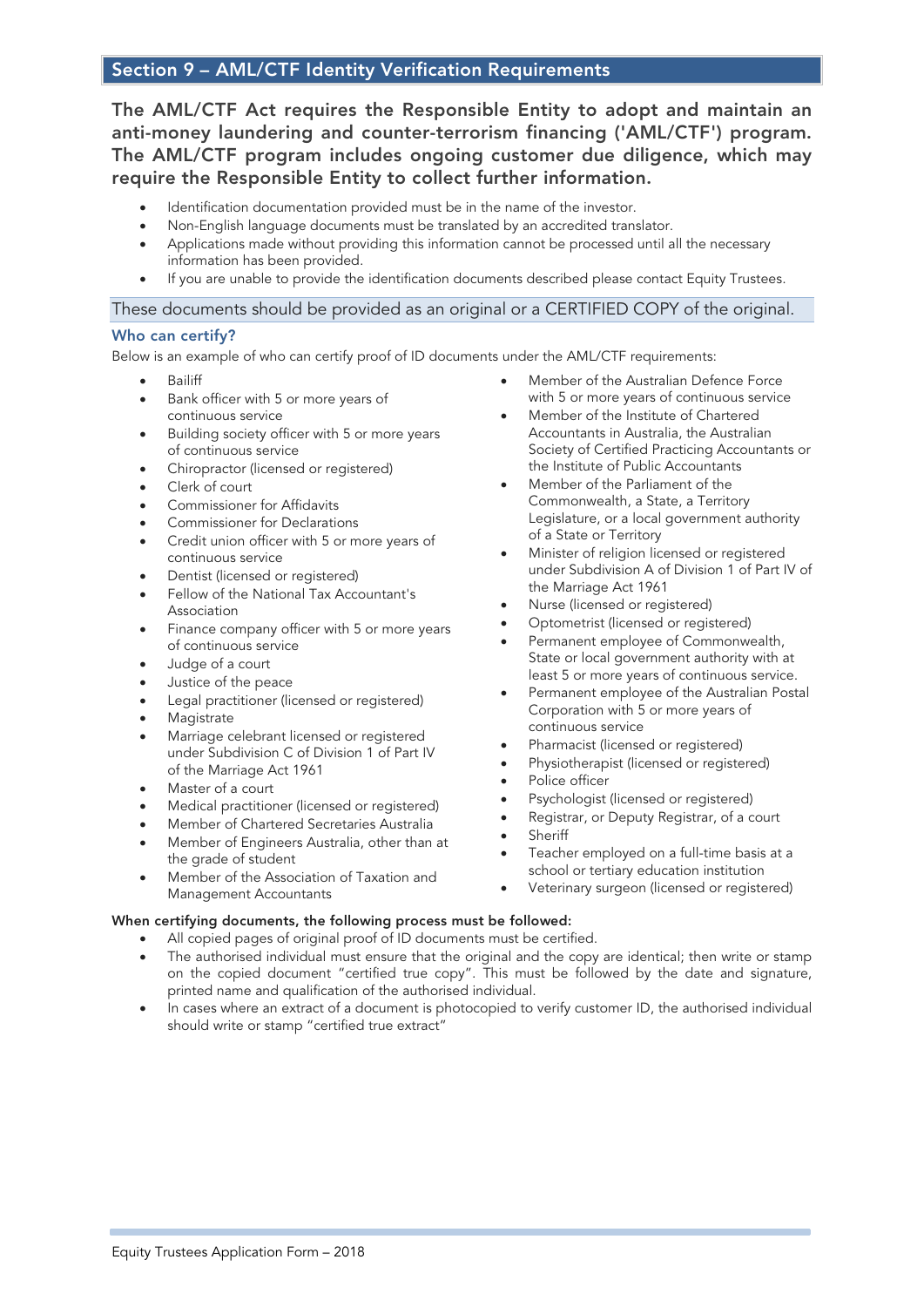## Section 9 – AML/CTF Identity Verification Requirements

**The AML/CTF Act requires the Responsible Entity to adopt and maintain an anti-money laundering and counter-terrorism financing ('AML/CTF') program. The AML/CTF program includes ongoing customer due diligence, which may require the Responsible Entity to collect further information.**

- Identification documentation provided must be in the name of the investor.
- Non-English language documents must be translated by an accredited translator.
- Applications made without providing this information cannot be processed until all the necessary information has been provided.
- If you are unable to provide the identification documents described please contact Equity Trustees.

### These documents should be provided as an original or a CERTIFIED COPY of the original.

### Who can certify?

Below is an example of who can certify proof of ID documents under the AML/CTF requirements:

- Bailiff
- Bank officer with 5 or more years of continuous service
- Building society officer with 5 or more years of continuous service
- Chiropractor (licensed or registered)
- Clerk of court
- Commissioner for Affidavits
- Commissioner for Declarations
- Credit union officer with 5 or more years of continuous service
- Dentist (licensed or registered)
- Fellow of the National Tax Accountant's Association
- Finance company officer with 5 or more years of continuous service
- Judge of a court
- Justice of the peace
- Legal practitioner (licensed or registered)
- Magistrate
- Marriage celebrant licensed or registered under Subdivision C of Division 1 of Part IV of the Marriage Act 1961
- Master of a court
- Medical practitioner (licensed or registered)
- Member of Chartered Secretaries Australia
- Member of Engineers Australia, other than at the grade of student
- Member of the Association of Taxation and Management Accountants
- Member of the Australian Defence Force with 5 or more years of continuous service
- Member of the Institute of Chartered Accountants in Australia, the Australian Society of Certified Practicing Accountants or the Institute of Public Accountants
- Member of the Parliament of the Commonwealth, a State, a Territory Legislature, or a local government authority of a State or Territory
- Minister of religion licensed or registered under Subdivision A of Division 1 of Part IV of the Marriage Act 1961
- Nurse (licensed or registered)
- Optometrist (licensed or registered)
- Permanent employee of Commonwealth, State or local government authority with at least 5 or more years of continuous service.
- Permanent employee of the Australian Postal Corporation with 5 or more years of continuous service
- Pharmacist (licensed or registered)
- Physiotherapist (licensed or registered)
- Police officer
- Psychologist (licensed or registered)
- Registrar, or Deputy Registrar, of a court
- Sheriff
- Teacher employed on a full-time basis at a school or tertiary education institution
- Veterinary surgeon (licensed or registered)

**When certifying documents, the following process must be followed:**

- All copied pages of original proof of ID documents must be certified.
- The authorised individual must ensure that the original and the copy are identical; then write or stamp on the copied document "certified true copy". This must be followed by the date and signature, printed name and qualification of the authorised individual.
- In cases where an extract of a document is photocopied to verify customer ID, the authorised individual should write or stamp "certified true extract"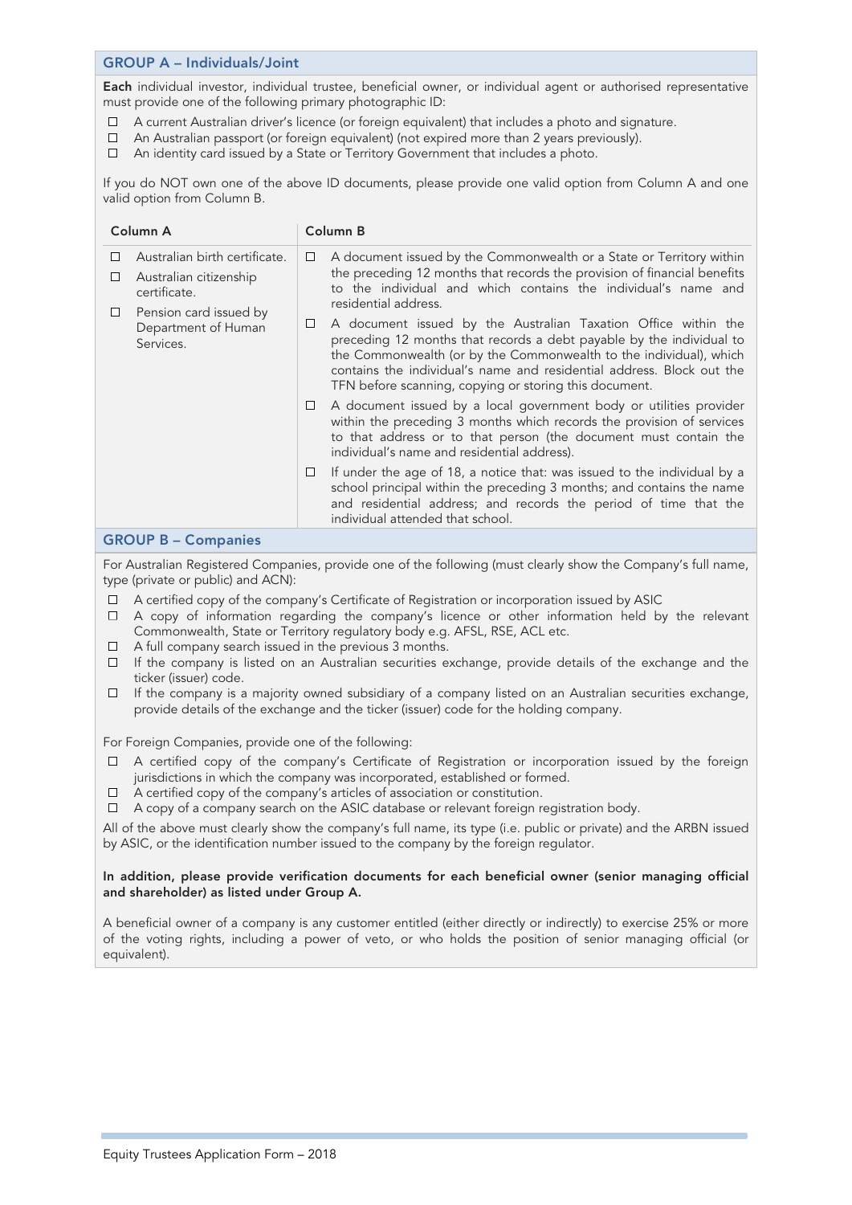## GROUP A – Individuals/Joint

**Each** individual investor, individual trustee, beneficial owner, or individual agent or authorised representative must provide one of the following primary photographic ID:

- ☐ A current Australian driver's licence (or foreign equivalent) that includes a photo and signature.
- ☐ An Australian passport (or foreign equivalent) (not expired more than 2 years previously).
- ☐ An identity card issued by a State or Territory Government that includes a photo.

If you do NOT own one of the above ID documents, please provide one valid option from Column A and one valid option from Column B.

| Column A | Column B |
|---|---|
| ☐ Australian birth certificate.<br>☐ Australian citizenship certificate.<br>☐ Pension card issued by Department of Human Services. | ☐ A document issued by the Commonwealth or a State or Territory within the preceding 12 months that records the provision of financial benefits to the individual and which contains the individual's name and residential address.<br>☐ A document issued by the Australian Taxation Office within the preceding 12 months that records a debt payable by the individual to the Commonwealth (or by the Commonwealth to the individual), which contains the individual's name and residential address. Block out the TFN before scanning, copying or storing this document.<br>☐ A document issued by a local government body or utilities provider within the preceding 3 months which records the provision of services to that address or to that person (the document must contain the individual's name and residential address).<br>☐ If under the age of 18, a notice that: was issued to the individual by a school principal within the preceding 3 months; and contains the name and residential address; and records the period of time that the individual attended that school. |

## GROUP B – Companies

For Australian Registered Companies, provide one of the following (must clearly show the Company's full name, type (private or public) and ACN):

- ☐ A certified copy of the company's Certificate of Registration or incorporation issued by ASIC
- ☐ A copy of information regarding the company's licence or other information held by the relevant Commonwealth, State or Territory regulatory body e.g. AFSL, RSE, ACL etc.
- ☐ A full company search issued in the previous 3 months.
- ☐ If the company is listed on an Australian securities exchange, provide details of the exchange and the ticker (issuer) code.
- ☐ If the company is a majority owned subsidiary of a company listed on an Australian securities exchange, provide details of the exchange and the ticker (issuer) code for the holding company.

For Foreign Companies, provide one of the following:

- ☐ A certified copy of the company's Certificate of Registration or incorporation issued by the foreign jurisdictions in which the company was incorporated, established or formed.
- ☐ A certified copy of the company's articles of association or constitution.
- ☐ A copy of a company search on the ASIC database or relevant foreign registration body.

All of the above must clearly show the company's full name, its type (i.e. public or private) and the ARBN issued by ASIC, or the identification number issued to the company by the foreign regulator.

**In addition, please provide verification documents for each beneficial owner (senior managing official and shareholder) as listed under Group A.**

A beneficial owner of a company is any customer entitled (either directly or indirectly) to exercise 25% or more of the voting rights, including a power of veto, or who holds the position of senior managing official (or equivalent).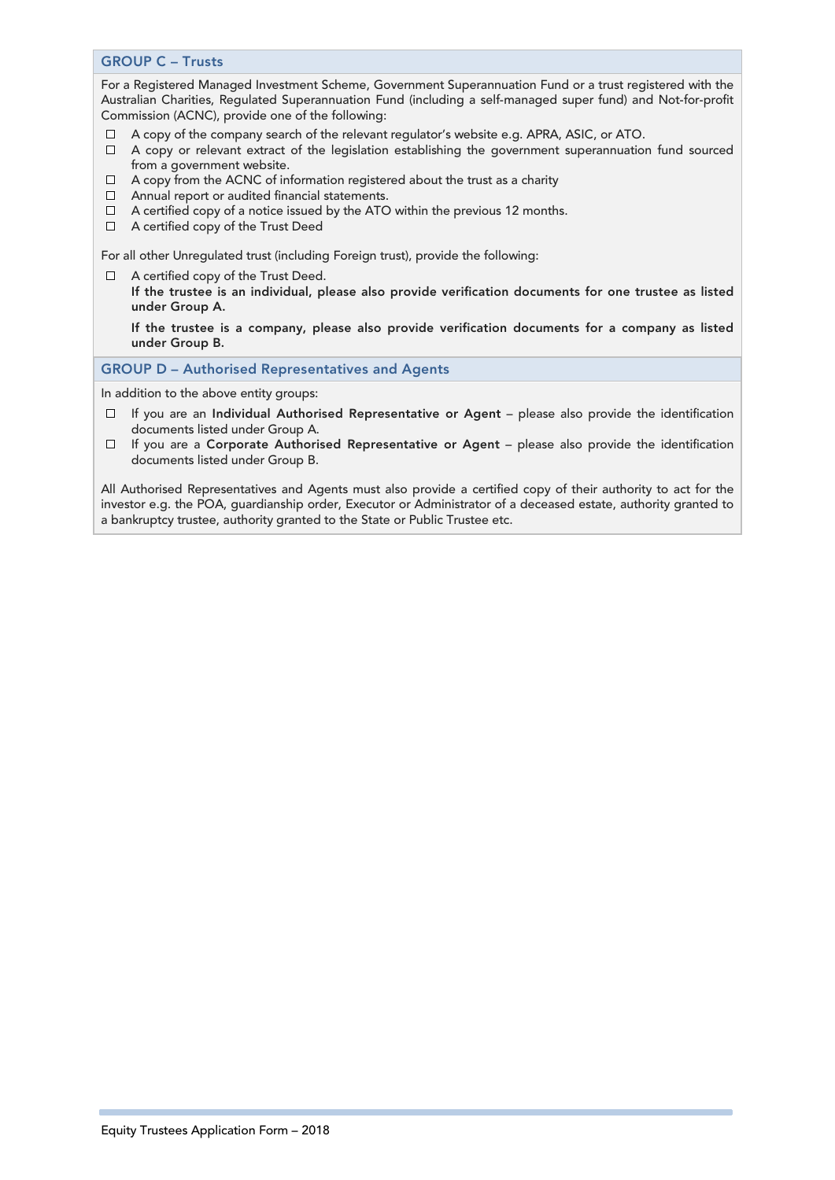## GROUP C – Trusts

For a Registered Managed Investment Scheme, Government Superannuation Fund or a trust registered with the Australian Charities, Regulated Superannuation Fund (including a self-managed super fund) and Not-for-profit Commission (ACNC), provide one of the following:

- ☐ A copy of the company search of the relevant regulator's website e.g. APRA, ASIC, or ATO.
- ☐ A copy or relevant extract of the legislation establishing the government superannuation fund sourced from a government website.
- ☐ A copy from the ACNC of information registered about the trust as a charity
- ☐ Annual report or audited financial statements.
- ☐ A certified copy of a notice issued by the ATO within the previous 12 months.
- ☐ A certified copy of the Trust Deed

For all other Unregulated trust (including Foreign trust), provide the following:

- ☐ A certified copy of the Trust Deed.

  **If the trustee is an individual, please also provide verification documents for one trustee as listed under Group A.**

  **If the trustee is a company, please also provide verification documents for a company as listed under Group B.**

## GROUP D – Authorised Representatives and Agents

In addition to the above entity groups:

- ☐ If you are an **Individual Authorised Representative or Agent** – please also provide the identification documents listed under Group A.
- ☐ If you are a **Corporate Authorised Representative or Agent** – please also provide the identification documents listed under Group B.

All Authorised Representatives and Agents must also provide a certified copy of their authority to act for the investor e.g. the POA, guardianship order, Executor or Administrator of a deceased estate, authority granted to a bankruptcy trustee, authority granted to the State or Public Trustee etc.